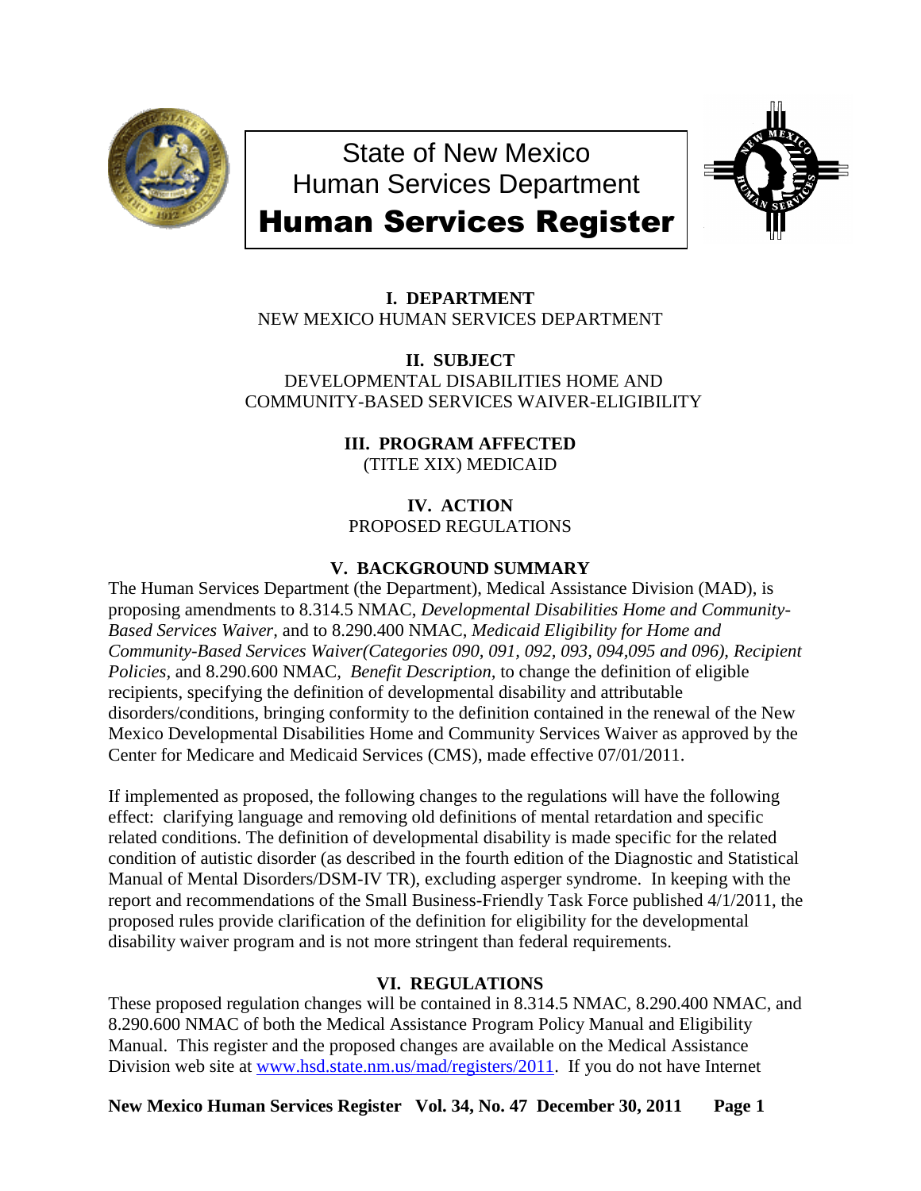# State of New Mexico
# Human Services Department
# Human Services Register

**I. DEPARTMENT**
NEW MEXICO HUMAN SERVICES DEPARTMENT

**II. SUBJECT**
DEVELOPMENTAL DISABILITIES HOME AND COMMUNITY-BASED SERVICES WAIVER-ELIGIBILITY

**III. PROGRAM AFFECTED**
(TITLE XIX) MEDICAID

**IV. ACTION**
PROPOSED REGULATIONS

**V. BACKGROUND SUMMARY**

The Human Services Department (the Department), Medical Assistance Division (MAD), is proposing amendments to 8.314.5 NMAC, *Developmental Disabilities Home and Community-Based Services Waiver*, and to 8.290.400 NMAC, *Medicaid Eligibility for Home and Community-Based Services Waiver(Categories 090, 091, 092, 093, 094,095 and 096), Recipient Policies*, and 8.290.600 NMAC, *Benefit Description*, to change the definition of eligible recipients, specifying the definition of developmental disability and attributable disorders/conditions, bringing conformity to the definition contained in the renewal of the New Mexico Developmental Disabilities Home and Community Services Waiver as approved by the Center for Medicare and Medicaid Services (CMS), made effective 07/01/2011.

If implemented as proposed, the following changes to the regulations will have the following effect: clarifying language and removing old definitions of mental retardation and specific related conditions. The definition of developmental disability is made specific for the related condition of autistic disorder (as described in the fourth edition of the Diagnostic and Statistical Manual of Mental Disorders/DSM-IV TR), excluding asperger syndrome. In keeping with the report and recommendations of the Small Business-Friendly Task Force published 4/1/2011, the proposed rules provide clarification of the definition for eligibility for the developmental disability waiver program and is not more stringent than federal requirements.

**VI. REGULATIONS**

These proposed regulation changes will be contained in 8.314.5 NMAC, 8.290.400 NMAC, and 8.290.600 NMAC of both the Medical Assistance Program Policy Manual and Eligibility Manual. This register and the proposed changes are available on the Medical Assistance Division web site at www.hsd.state.nm.us/mad/registers/2011. If you do not have Internet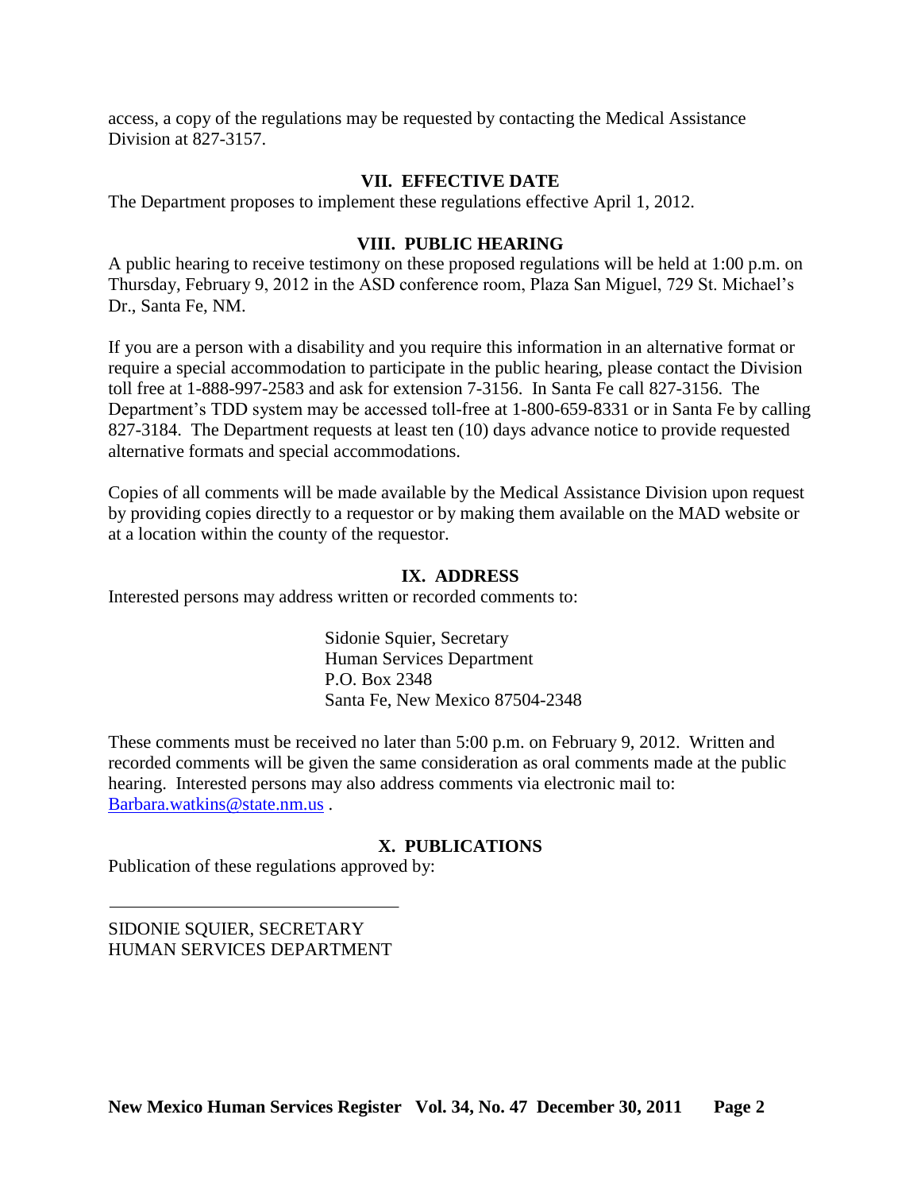access, a copy of the regulations may be requested by contacting the Medical Assistance Division at 827-3157.

## VII. EFFECTIVE DATE

The Department proposes to implement these regulations effective April 1, 2012.

## VIII. PUBLIC HEARING

A public hearing to receive testimony on these proposed regulations will be held at 1:00 p.m. on Thursday, February 9, 2012 in the ASD conference room, Plaza San Miguel, 729 St. Michael's Dr., Santa Fe, NM.

If you are a person with a disability and you require this information in an alternative format or require a special accommodation to participate in the public hearing, please contact the Division toll free at 1-888-997-2583 and ask for extension 7-3156. In Santa Fe call 827-3156. The Department's TDD system may be accessed toll-free at 1-800-659-8331 or in Santa Fe by calling 827-3184. The Department requests at least ten (10) days advance notice to provide requested alternative formats and special accommodations.

Copies of all comments will be made available by the Medical Assistance Division upon request by providing copies directly to a requestor or by making them available on the MAD website or at a location within the county of the requestor.

## IX. ADDRESS

Interested persons may address written or recorded comments to:

Sidonie Squier, Secretary  
Human Services Department  
P.O. Box 2348  
Santa Fe, New Mexico 87504-2348

These comments must be received no later than 5:00 p.m. on February 9, 2012. Written and recorded comments will be given the same consideration as oral comments made at the public hearing. Interested persons may also address comments via electronic mail to: Barbara.watkins@state.nm.us .

## X. PUBLICATIONS

Publication of these regulations approved by:

\_\_\_\_\_\_\_\_\_\_\_\_\_\_\_\_\_\_\_\_\_\_\_\_\_\_\_\_\_\_\_\_

SIDONIE SQUIER, SECRETARY  
HUMAN SERVICES DEPARTMENT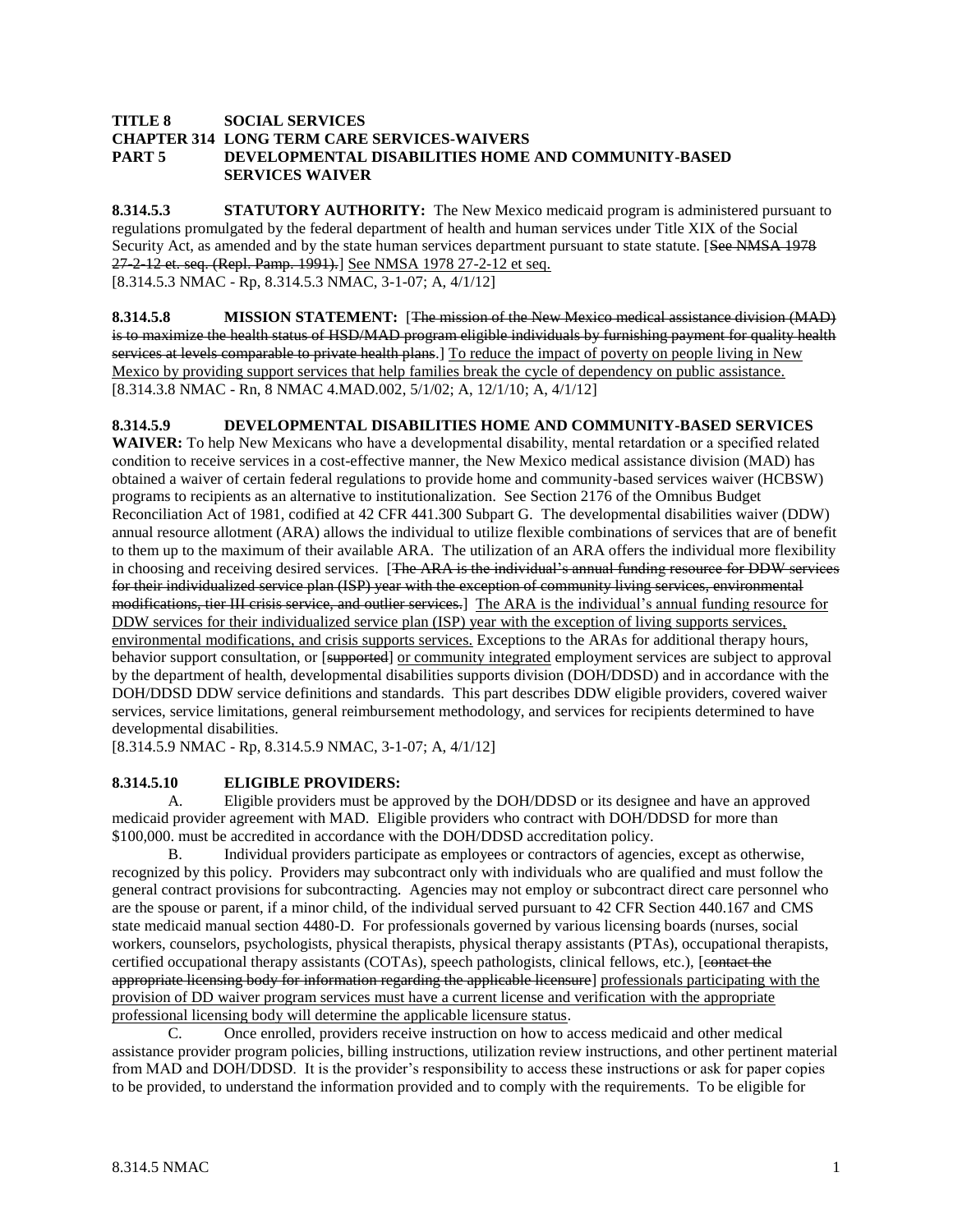**TITLE 8 SOCIAL SERVICES**
**CHAPTER 314 LONG TERM CARE SERVICES-WAIVERS**
**PART 5 DEVELOPMENTAL DISABILITIES HOME AND COMMUNITY-BASED SERVICES WAIVER**

**8.314.5.3 STATUTORY AUTHORITY:** The New Mexico medicaid program is administered pursuant to regulations promulgated by the federal department of health and human services under Title XIX of the Social Security Act, as amended and by the state human services department pursuant to state statute. [~~See NMSA 1978 27-2-12 et. seq. (Repl. Pamp. 1991).~~] <u>See NMSA 1978 27-2-12 et seq.</u>
[8.314.5.3 NMAC - Rp, 8.314.5.3 NMAC, 3-1-07; A, 4/1/12]

**8.314.5.8 MISSION STATEMENT:** [~~The mission of the New Mexico medical assistance division (MAD) is to maximize the health status of HSD/MAD program eligible individuals by furnishing payment for quality health services at levels comparable to private health plans.~~] <u>To reduce the impact of poverty on people living in New Mexico by providing support services that help families break the cycle of dependency on public assistance.</u>
[8.314.3.8 NMAC - Rn, 8 NMAC 4.MAD.002, 5/1/02; A, 12/1/10; A, 4/1/12]

**8.314.5.9 DEVELOPMENTAL DISABILITIES HOME AND COMMUNITY-BASED SERVICES WAIVER:** To help New Mexicans who have a developmental disability, mental retardation or a specified related condition to receive services in a cost-effective manner, the New Mexico medical assistance division (MAD) has obtained a waiver of certain federal regulations to provide home and community-based services waiver (HCBSW) programs to recipients as an alternative to institutionalization. See Section 2176 of the Omnibus Budget Reconciliation Act of 1981, codified at 42 CFR 441.300 Subpart G. The developmental disabilities waiver (DDW) annual resource allotment (ARA) allows the individual to utilize flexible combinations of services that are of benefit to them up to the maximum of their available ARA. The utilization of an ARA offers the individual more flexibility in choosing and receiving desired services. [~~The ARA is the individual's annual funding resource for DDW services for their individualized service plan (ISP) year with the exception of community living services, environmental modifications, tier III crisis service, and outlier services.~~] <u>The ARA is the individual's annual funding resource for DDW services for their individualized service plan (ISP) year with the exception of living supports services, environmental modifications, and crisis supports services.</u> Exceptions to the ARAs for additional therapy hours, behavior support consultation, or [~~supported~~] <u>or community integrated</u> employment services are subject to approval by the department of health, developmental disabilities supports division (DOH/DDSD) and in accordance with the DOH/DDSD DDW service definitions and standards. This part describes DDW eligible providers, covered waiver services, service limitations, general reimbursement methodology, and services for recipients determined to have developmental disabilities.
[8.314.5.9 NMAC - Rp, 8.314.5.9 NMAC, 3-1-07; A, 4/1/12]

**8.314.5.10 ELIGIBLE PROVIDERS:**

A. Eligible providers must be approved by the DOH/DDSD or its designee and have an approved medicaid provider agreement with MAD. Eligible providers who contract with DOH/DDSD for more than $100,000. must be accredited in accordance with the DOH/DDSD accreditation policy.

B. Individual providers participate as employees or contractors of agencies, except as otherwise, recognized by this policy. Providers may subcontract only with individuals who are qualified and must follow the general contract provisions for subcontracting. Agencies may not employ or subcontract direct care personnel who are the spouse or parent, if a minor child, of the individual served pursuant to 42 CFR Section 440.167 and CMS state medicaid manual section 4480-D. For professionals governed by various licensing boards (nurses, social workers, counselors, psychologists, physical therapists, physical therapy assistants (PTAs), occupational therapists, certified occupational therapy assistants (COTAs), speech pathologists, clinical fellows, etc.), [~~contact the appropriate licensing body for information regarding the applicable licensure~~] <u>professionals participating with the provision of DD waiver program services must have a current license and verification with the appropriate professional licensing body will determine the applicable licensure status</u>.

C. Once enrolled, providers receive instruction on how to access medicaid and other medical assistance provider program policies, billing instructions, utilization review instructions, and other pertinent material from MAD and DOH/DDSD. It is the provider's responsibility to access these instructions or ask for paper copies to be provided, to understand the information provided and to comply with the requirements. To be eligible for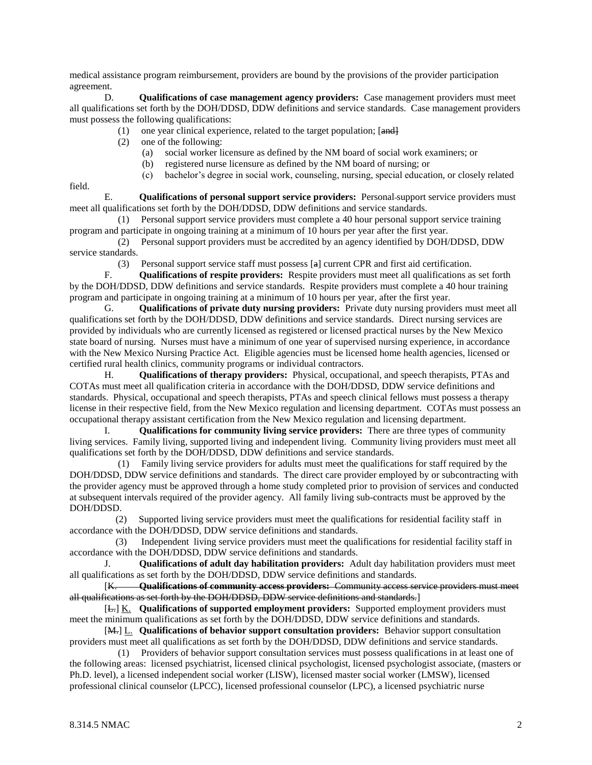medical assistance program reimbursement, providers are bound by the provisions of the provider participation agreement.

D. **Qualifications of case management agency providers:** Case management providers must meet all qualifications set forth by the DOH/DDSD, DDW definitions and service standards. Case management providers must possess the following qualifications:

(1) one year clinical experience, related to the target population; [~~and~~]

(2) one of the following:

(a) social worker licensure as defined by the NM board of social work examiners; or

(b) registered nurse licensure as defined by the NM board of nursing; or

(c) bachelor's degree in social work, counseling, nursing, special education, or closely related field.

E. **Qualifications of personal support service providers:** Personal support service providers must meet all qualifications set forth by the DOH/DDSD, DDW definitions and service standards.

(1) Personal support service providers must complete a 40 hour personal support service training program and participate in ongoing training at a minimum of 10 hours per year after the first year.

(2) Personal support providers must be accredited by an agency identified by DOH/DDSD, DDW service standards.

(3) Personal support service staff must possess [~~a~~] current CPR and first aid certification.

F. **Qualifications of respite providers:** Respite providers must meet all qualifications as set forth by the DOH/DDSD, DDW definitions and service standards. Respite providers must complete a 40 hour training program and participate in ongoing training at a minimum of 10 hours per year, after the first year.

G. **Qualifications of private duty nursing providers:** Private duty nursing providers must meet all qualifications set forth by the DOH/DDSD, DDW definitions and service standards. Direct nursing services are provided by individuals who are currently licensed as registered or licensed practical nurses by the New Mexico state board of nursing. Nurses must have a minimum of one year of supervised nursing experience, in accordance with the New Mexico Nursing Practice Act. Eligible agencies must be licensed home health agencies, licensed or certified rural health clinics, community programs or individual contractors.

H. **Qualifications of therapy providers:** Physical, occupational, and speech therapists, PTAs and COTAs must meet all qualification criteria in accordance with the DOH/DDSD, DDW service definitions and standards. Physical, occupational and speech therapists, PTAs and speech clinical fellows must possess a therapy license in their respective field, from the New Mexico regulation and licensing department. COTAs must possess an occupational therapy assistant certification from the New Mexico regulation and licensing department.

I. **Qualifications for community living service providers:** There are three types of community living services. Family living, supported living and independent living. Community living providers must meet all qualifications set forth by the DOH/DDSD, DDW definitions and service standards.

(1) Family living service providers for adults must meet the qualifications for staff required by the DOH/DDSD, DDW service definitions and standards. The direct care provider employed by or subcontracting with the provider agency must be approved through a home study completed prior to provision of services and conducted at subsequent intervals required of the provider agency. All family living sub-contracts must be approved by the DOH/DDSD.

(2) Supported living service providers must meet the qualifications for residential facility staff in accordance with the DOH/DDSD, DDW service definitions and standards.

(3) Independent living service providers must meet the qualifications for residential facility staff in accordance with the DOH/DDSD, DDW service definitions and standards.

J. **Qualifications of adult day habilitation providers:** Adult day habilitation providers must meet all qualifications as set forth by the DOH/DDSD, DDW service definitions and standards.

[~~K.~~ ~~**Qualifications of community access providers:**~~ ~~Community access service providers must meet all qualifications as set forth by the DOH/DDSD, DDW service definitions and standards.~~]

[~~L.~~] K. **Qualifications of supported employment providers:** Supported employment providers must meet the minimum qualifications as set forth by the DOH/DDSD, DDW service definitions and standards.

[~~M.~~] L. **Qualifications of behavior support consultation providers:** Behavior support consultation providers must meet all qualifications as set forth by the DOH/DDSD, DDW definitions and service standards.

(1) Providers of behavior support consultation services must possess qualifications in at least one of the following areas: licensed psychiatrist, licensed clinical psychologist, licensed psychologist associate, (masters or Ph.D. level), a licensed independent social worker (LISW), licensed master social worker (LMSW), licensed professional clinical counselor (LPCC), licensed professional counselor (LPC), a licensed psychiatric nurse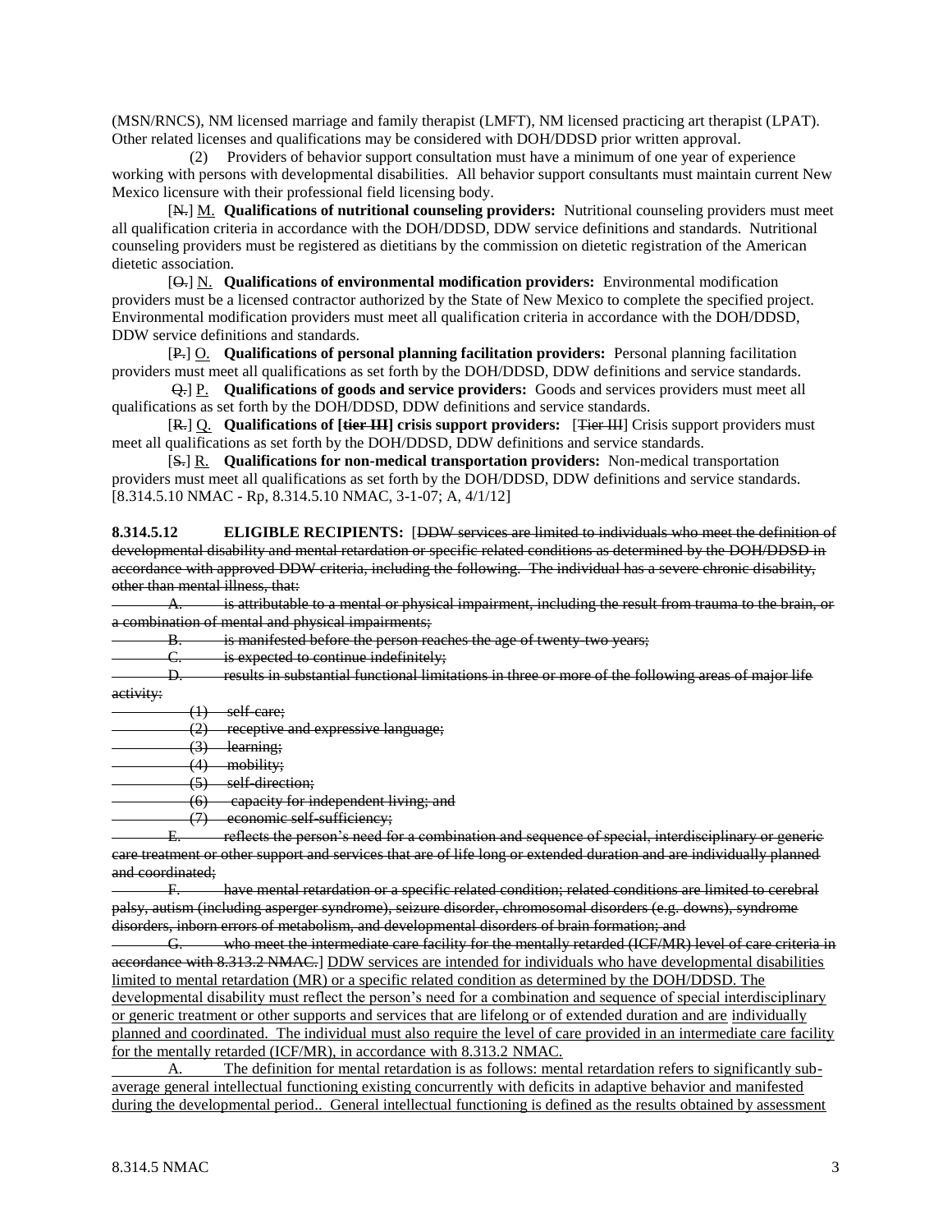(MSN/RNCS), NM licensed marriage and family therapist (LMFT), NM licensed practicing art therapist (LPAT). Other related licenses and qualifications may be considered with DOH/DDSD prior written approval.

(2) Providers of behavior support consultation must have a minimum of one year of experience working with persons with developmental disabilities. All behavior support consultants must maintain current New Mexico licensure with their professional field licensing body.

[~~N.~~] M. **Qualifications of nutritional counseling providers:** Nutritional counseling providers must meet all qualification criteria in accordance with the DOH/DDSD, DDW service definitions and standards. Nutritional counseling providers must be registered as dietitians by the commission on dietetic registration of the American dietetic association.

[~~O.~~] N. **Qualifications of environmental modification providers:** Environmental modification providers must be a licensed contractor authorized by the State of New Mexico to complete the specified project. Environmental modification providers must meet all qualification criteria in accordance with the DOH/DDSD, DDW service definitions and standards.

[~~P.~~] O. **Qualifications of personal planning facilitation providers:** Personal planning facilitation providers must meet all qualifications as set forth by the DOH/DDSD, DDW definitions and service standards.

~~Q.~~] P. **Qualifications of goods and service providers:** Goods and services providers must meet all qualifications as set forth by the DOH/DDSD, DDW definitions and service standards.

[~~R.~~] Q. **Qualifications of [~~tier III~~] crisis support providers:** [~~Tier III~~] Crisis support providers must meet all qualifications as set forth by the DOH/DDSD, DDW definitions and service standards.

[~~S.~~] R. **Qualifications for non-medical transportation providers:** Non-medical transportation providers must meet all qualifications as set forth by the DOH/DDSD, DDW definitions and service standards.
[8.314.5.10 NMAC - Rp, 8.314.5.10 NMAC, 3-1-07; A, 4/1/12]

**8.314.5.12 ELIGIBLE RECIPIENTS:** [~~DDW services are limited to individuals who meet the definition of developmental disability and mental retardation or specific related conditions as determined by the DOH/DDSD in accordance with approved DDW criteria, including the following. The individual has a severe chronic disability, other than mental illness, that:~~

~~A. is attributable to a mental or physical impairment, including the result from trauma to the brain, or a combination of mental and physical impairments;~~

~~B. is manifested before the person reaches the age of twenty-two years;~~

~~C. is expected to continue indefinitely;~~

~~D. results in substantial functional limitations in three or more of the following areas of major life activity:~~

~~(1) self-care;~~

~~(2) receptive and expressive language;~~

~~(3) learning;~~

~~(4) mobility;~~

~~(5) self-direction;~~

~~(6) capacity for independent living; and~~

~~(7) economic self-sufficiency;~~

~~E. reflects the person's need for a combination and sequence of special, interdisciplinary or generic care treatment or other support and services that are of life long or extended duration and are individually planned and coordinated;~~

~~F. have mental retardation or a specific related condition; related conditions are limited to cerebral palsy, autism (including asperger syndrome), seizure disorder, chromosomal disorders (e.g. downs), syndrome disorders, inborn errors of metabolism, and developmental disorders of brain formation; and~~

~~G. who meet the intermediate care facility for the mentally retarded (ICF/MR) level of care criteria in accordance with 8.313.2 NMAC.~~] DDW services are intended for individuals who have developmental disabilities limited to mental retardation (MR) or a specific related condition as determined by the DOH/DDSD. The developmental disability must reflect the person's need for a combination and sequence of special interdisciplinary or generic treatment or other supports and services that are lifelong or of extended duration and are individually planned and coordinated. The individual must also require the level of care provided in an intermediate care facility for the mentally retarded (ICF/MR), in accordance with 8.313.2 NMAC.

A. The definition for mental retardation is as follows: mental retardation refers to significantly sub-average general intellectual functioning existing concurrently with deficits in adaptive behavior and manifested during the developmental period.. General intellectual functioning is defined as the results obtained by assessment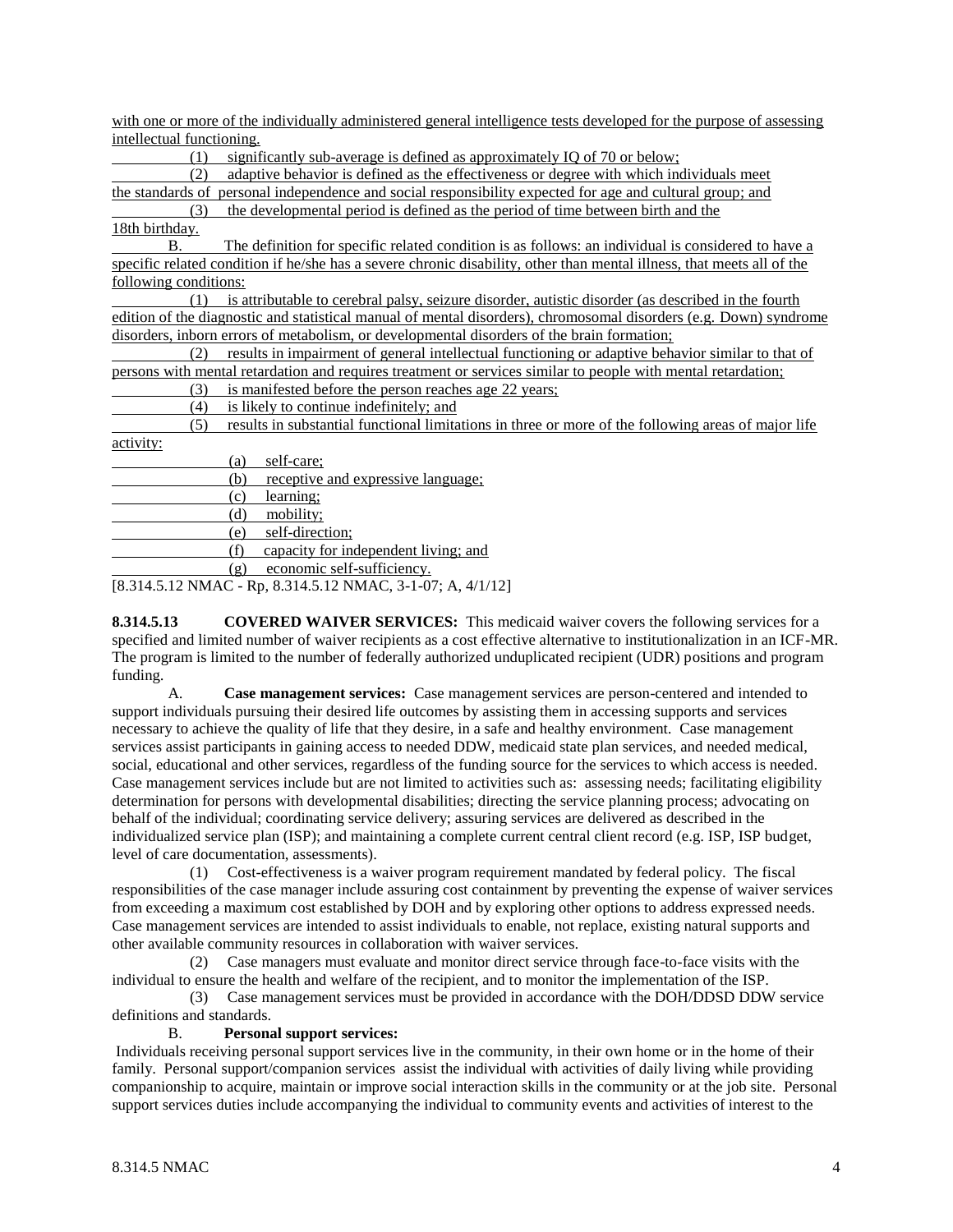with one or more of the individually administered general intelligence tests developed for the purpose of assessing intellectual functioning.

(1) significantly sub-average is defined as approximately IQ of 70 or below;

(2) adaptive behavior is defined as the effectiveness or degree with which individuals meet the standards of personal independence and social responsibility expected for age and cultural group; and

(3) the developmental period is defined as the period of time between birth and the 18th birthday.

B. The definition for specific related condition is as follows: an individual is considered to have a specific related condition if he/she has a severe chronic disability, other than mental illness, that meets all of the following conditions:

(1) is attributable to cerebral palsy, seizure disorder, autistic disorder (as described in the fourth edition of the diagnostic and statistical manual of mental disorders), chromosomal disorders (e.g. Down) syndrome disorders, inborn errors of metabolism, or developmental disorders of the brain formation;

(2) results in impairment of general intellectual functioning or adaptive behavior similar to that of persons with mental retardation and requires treatment or services similar to people with mental retardation;

(3) is manifested before the person reaches age 22 years;

(4) is likely to continue indefinitely; and

(5) results in substantial functional limitations in three or more of the following areas of major life activity:

(a) self-care;

(b) receptive and expressive language;

(c) learning;

(d) mobility;

(e) self-direction;

(f) capacity for independent living; and

(g) economic self-sufficiency.

[8.314.5.12 NMAC - Rp, 8.314.5.12 NMAC, 3-1-07; A, 4/1/12]

**8.314.5.13 COVERED WAIVER SERVICES:** This medicaid waiver covers the following services for a specified and limited number of waiver recipients as a cost effective alternative to institutionalization in an ICF-MR. The program is limited to the number of federally authorized unduplicated recipient (UDR) positions and program funding.

A. **Case management services:** Case management services are person-centered and intended to support individuals pursuing their desired life outcomes by assisting them in accessing supports and services necessary to achieve the quality of life that they desire, in a safe and healthy environment. Case management services assist participants in gaining access to needed DDW, medicaid state plan services, and needed medical, social, educational and other services, regardless of the funding source for the services to which access is needed. Case management services include but are not limited to activities such as: assessing needs; facilitating eligibility determination for persons with developmental disabilities; directing the service planning process; advocating on behalf of the individual; coordinating service delivery; assuring services are delivered as described in the individualized service plan (ISP); and maintaining a complete current central client record (e.g. ISP, ISP budget, level of care documentation, assessments).

(1) Cost-effectiveness is a waiver program requirement mandated by federal policy. The fiscal responsibilities of the case manager include assuring cost containment by preventing the expense of waiver services from exceeding a maximum cost established by DOH and by exploring other options to address expressed needs. Case management services are intended to assist individuals to enable, not replace, existing natural supports and other available community resources in collaboration with waiver services.

(2) Case managers must evaluate and monitor direct service through face-to-face visits with the individual to ensure the health and welfare of the recipient, and to monitor the implementation of the ISP.

(3) Case management services must be provided in accordance with the DOH/DDSD DDW service definitions and standards.

B. **Personal support services:**

Individuals receiving personal support services live in the community, in their own home or in the home of their family. Personal support/companion services assist the individual with activities of daily living while providing companionship to acquire, maintain or improve social interaction skills in the community or at the job site. Personal support services duties include accompanying the individual to community events and activities of interest to the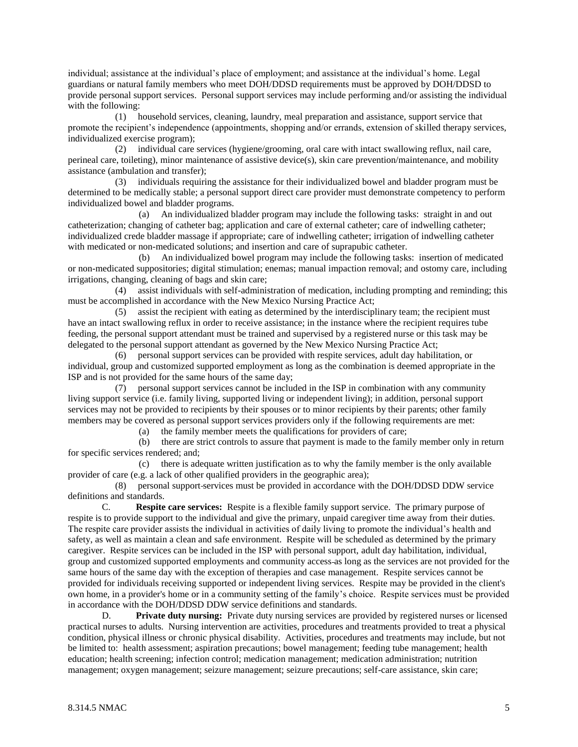individual; assistance at the individual's place of employment; and assistance at the individual's home. Legal guardians or natural family members who meet DOH/DDSD requirements must be approved by DOH/DDSD to provide personal support services. Personal support services may include performing and/or assisting the individual with the following:

(1) household services, cleaning, laundry, meal preparation and assistance, support service that promote the recipient's independence (appointments, shopping and/or errands, extension of skilled therapy services, individualized exercise program);

(2) individual care services (hygiene/grooming, oral care with intact swallowing reflux, nail care, perineal care, toileting), minor maintenance of assistive device(s), skin care prevention/maintenance, and mobility assistance (ambulation and transfer);

(3) individuals requiring the assistance for their individualized bowel and bladder program must be determined to be medically stable; a personal support direct care provider must demonstrate competency to perform individualized bowel and bladder programs.

(a) An individualized bladder program may include the following tasks: straight in and out catheterization; changing of catheter bag; application and care of external catheter; care of indwelling catheter; individualized crede bladder massage if appropriate; care of indwelling catheter; irrigation of indwelling catheter with medicated or non-medicated solutions; and insertion and care of suprapubic catheter.

(b) An individualized bowel program may include the following tasks: insertion of medicated or non-medicated suppositories; digital stimulation; enemas; manual impaction removal; and ostomy care, including irrigations, changing, cleaning of bags and skin care;

(4) assist individuals with self-administration of medication, including prompting and reminding; this must be accomplished in accordance with the New Mexico Nursing Practice Act;

(5) assist the recipient with eating as determined by the interdisciplinary team; the recipient must have an intact swallowing reflux in order to receive assistance; in the instance where the recipient requires tube feeding, the personal support attendant must be trained and supervised by a registered nurse or this task may be delegated to the personal support attendant as governed by the New Mexico Nursing Practice Act;

(6) personal support services can be provided with respite services, adult day habilitation, or individual, group and customized supported employment as long as the combination is deemed appropriate in the ISP and is not provided for the same hours of the same day;

(7) personal support services cannot be included in the ISP in combination with any community living support service (i.e. family living, supported living or independent living); in addition, personal support services may not be provided to recipients by their spouses or to minor recipients by their parents; other family members may be covered as personal support services providers only if the following requirements are met:

(a) the family member meets the qualifications for providers of care;

(b) there are strict controls to assure that payment is made to the family member only in return for specific services rendered; and;

(c) there is adequate written justification as to why the family member is the only available provider of care (e.g. a lack of other qualified providers in the geographic area);

(8) personal support services must be provided in accordance with the DOH/DDSD DDW service definitions and standards.

C. **Respite care services:** Respite is a flexible family support service. The primary purpose of respite is to provide support to the individual and give the primary, unpaid caregiver time away from their duties. The respite care provider assists the individual in activities of daily living to promote the individual's health and safety, as well as maintain a clean and safe environment. Respite will be scheduled as determined by the primary caregiver. Respite services can be included in the ISP with personal support, adult day habilitation, individual, group and customized supported employments and community access as long as the services are not provided for the same hours of the same day with the exception of therapies and case management. Respite services cannot be provided for individuals receiving supported or independent living services. Respite may be provided in the client's own home, in a provider's home or in a community setting of the family's choice. Respite services must be provided in accordance with the DOH/DDSD DDW service definitions and standards.

D. **Private duty nursing:** Private duty nursing services are provided by registered nurses or licensed practical nurses to adults. Nursing intervention are activities, procedures and treatments provided to treat a physical condition, physical illness or chronic physical disability. Activities, procedures and treatments may include, but not be limited to: health assessment; aspiration precautions; bowel management; feeding tube management; health education; health screening; infection control; medication management; medication administration; nutrition management; oxygen management; seizure management; seizure precautions; self-care assistance, skin care;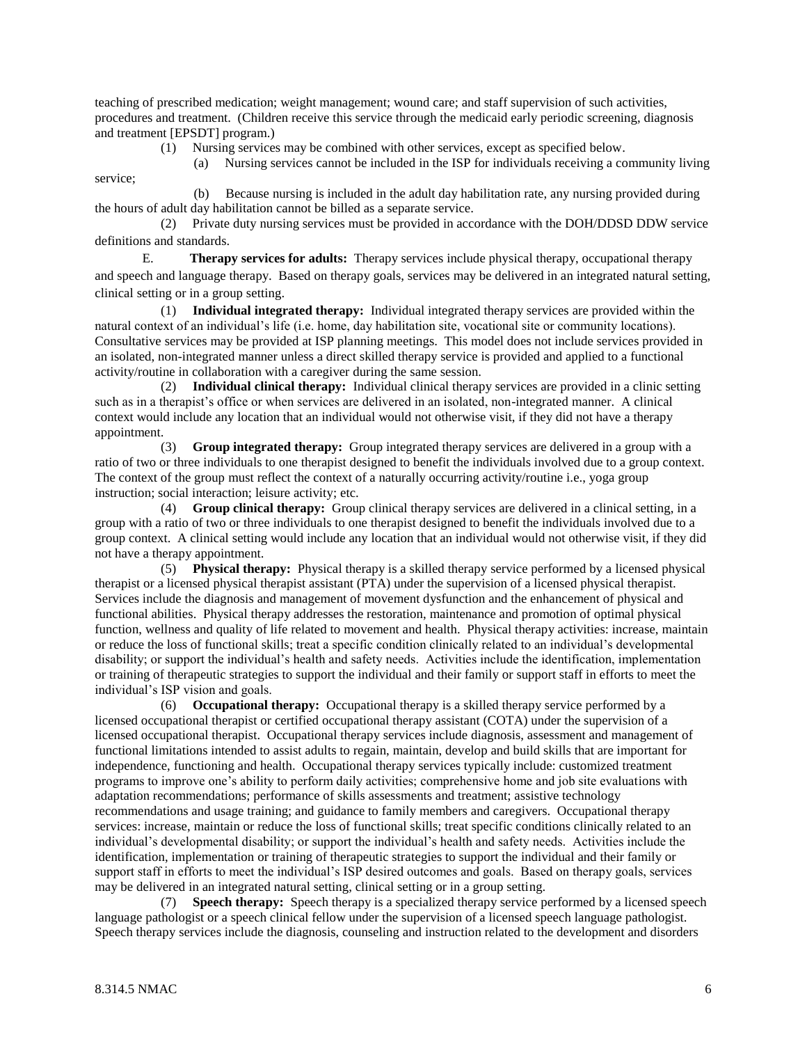teaching of prescribed medication; weight management; wound care; and staff supervision of such activities, procedures and treatment. (Children receive this service through the medicaid early periodic screening, diagnosis and treatment [EPSDT] program.)

(1) Nursing services may be combined with other services, except as specified below.

(a) Nursing services cannot be included in the ISP for individuals receiving a community living service;

(b) Because nursing is included in the adult day habilitation rate, any nursing provided during the hours of adult day habilitation cannot be billed as a separate service.

(2) Private duty nursing services must be provided in accordance with the DOH/DDSD DDW service definitions and standards.

E. **Therapy services for adults:** Therapy services include physical therapy, occupational therapy and speech and language therapy. Based on therapy goals, services may be delivered in an integrated natural setting, clinical setting or in a group setting.

(1) **Individual integrated therapy:** Individual integrated therapy services are provided within the natural context of an individual's life (i.e. home, day habilitation site, vocational site or community locations). Consultative services may be provided at ISP planning meetings. This model does not include services provided in an isolated, non-integrated manner unless a direct skilled therapy service is provided and applied to a functional activity/routine in collaboration with a caregiver during the same session.

(2) **Individual clinical therapy:** Individual clinical therapy services are provided in a clinic setting such as in a therapist's office or when services are delivered in an isolated, non-integrated manner. A clinical context would include any location that an individual would not otherwise visit, if they did not have a therapy appointment.

(3) **Group integrated therapy:** Group integrated therapy services are delivered in a group with a ratio of two or three individuals to one therapist designed to benefit the individuals involved due to a group context. The context of the group must reflect the context of a naturally occurring activity/routine i.e., yoga group instruction; social interaction; leisure activity; etc.

(4) **Group clinical therapy:** Group clinical therapy services are delivered in a clinical setting, in a group with a ratio of two or three individuals to one therapist designed to benefit the individuals involved due to a group context. A clinical setting would include any location that an individual would not otherwise visit, if they did not have a therapy appointment.

(5) **Physical therapy:** Physical therapy is a skilled therapy service performed by a licensed physical therapist or a licensed physical therapist assistant (PTA) under the supervision of a licensed physical therapist. Services include the diagnosis and management of movement dysfunction and the enhancement of physical and functional abilities. Physical therapy addresses the restoration, maintenance and promotion of optimal physical function, wellness and quality of life related to movement and health. Physical therapy activities: increase, maintain or reduce the loss of functional skills; treat a specific condition clinically related to an individual's developmental disability; or support the individual's health and safety needs. Activities include the identification, implementation or training of therapeutic strategies to support the individual and their family or support staff in efforts to meet the individual's ISP vision and goals.

(6) **Occupational therapy:** Occupational therapy is a skilled therapy service performed by a licensed occupational therapist or certified occupational therapy assistant (COTA) under the supervision of a licensed occupational therapist. Occupational therapy services include diagnosis, assessment and management of functional limitations intended to assist adults to regain, maintain, develop and build skills that are important for independence, functioning and health. Occupational therapy services typically include: customized treatment programs to improve one's ability to perform daily activities; comprehensive home and job site evaluations with adaptation recommendations; performance of skills assessments and treatment; assistive technology recommendations and usage training; and guidance to family members and caregivers. Occupational therapy services: increase, maintain or reduce the loss of functional skills; treat specific conditions clinically related to an individual's developmental disability; or support the individual's health and safety needs. Activities include the identification, implementation or training of therapeutic strategies to support the individual and their family or support staff in efforts to meet the individual's ISP desired outcomes and goals. Based on therapy goals, services may be delivered in an integrated natural setting, clinical setting or in a group setting.

(7) **Speech therapy:** Speech therapy is a specialized therapy service performed by a licensed speech language pathologist or a speech clinical fellow under the supervision of a licensed speech language pathologist. Speech therapy services include the diagnosis, counseling and instruction related to the development and disorders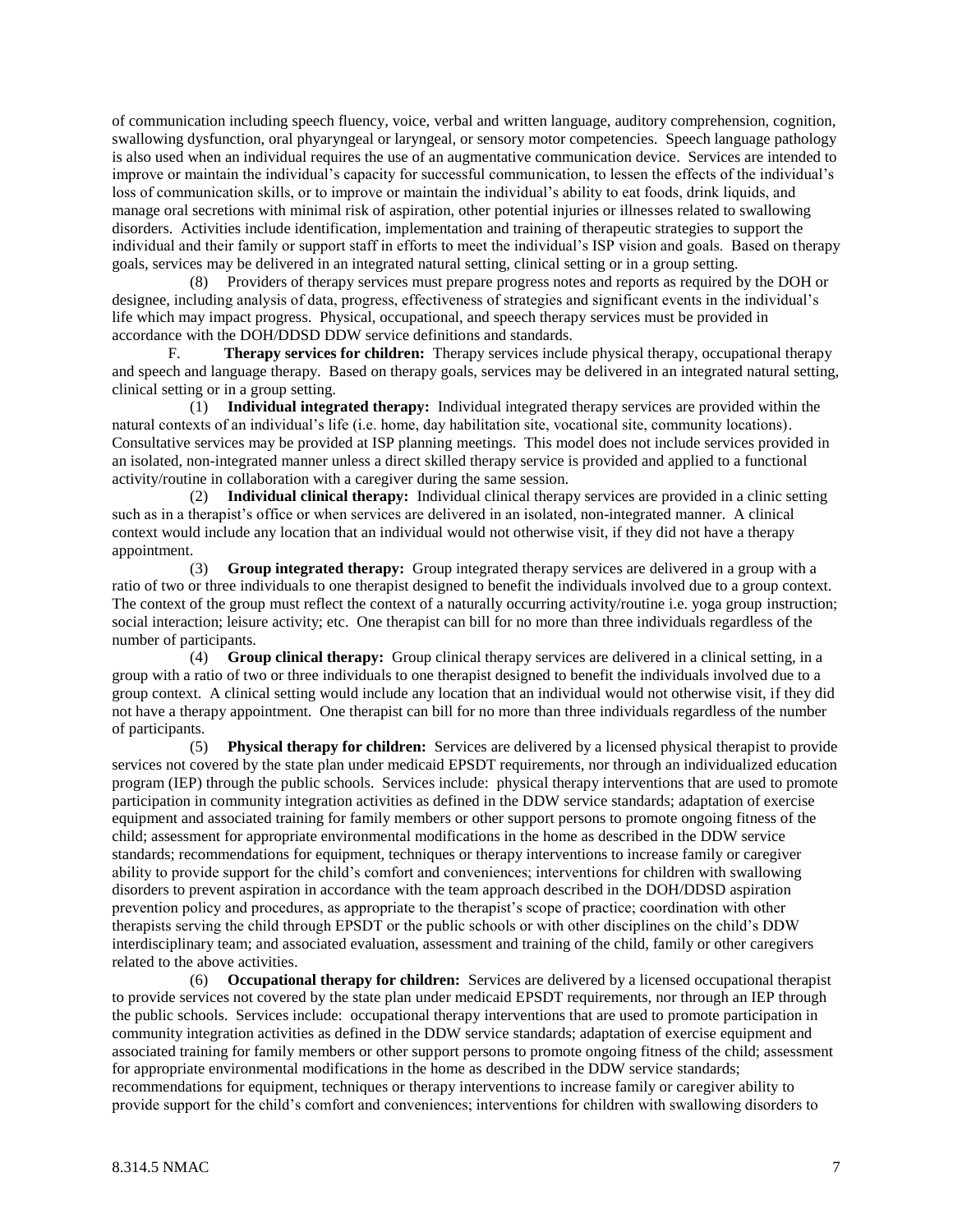of communication including speech fluency, voice, verbal and written language, auditory comprehension, cognition, swallowing dysfunction, oral phyaryngeal or laryngeal, or sensory motor competencies. Speech language pathology is also used when an individual requires the use of an augmentative communication device. Services are intended to improve or maintain the individual's capacity for successful communication, to lessen the effects of the individual's loss of communication skills, or to improve or maintain the individual's ability to eat foods, drink liquids, and manage oral secretions with minimal risk of aspiration, other potential injuries or illnesses related to swallowing disorders. Activities include identification, implementation and training of therapeutic strategies to support the individual and their family or support staff in efforts to meet the individual's ISP vision and goals. Based on therapy goals, services may be delivered in an integrated natural setting, clinical setting or in a group setting.

(8) Providers of therapy services must prepare progress notes and reports as required by the DOH or designee, including analysis of data, progress, effectiveness of strategies and significant events in the individual's life which may impact progress. Physical, occupational, and speech therapy services must be provided in accordance with the DOH/DDSD DDW service definitions and standards.

F. **Therapy services for children:** Therapy services include physical therapy, occupational therapy and speech and language therapy. Based on therapy goals, services may be delivered in an integrated natural setting, clinical setting or in a group setting.

(1) **Individual integrated therapy:** Individual integrated therapy services are provided within the natural contexts of an individual's life (i.e. home, day habilitation site, vocational site, community locations). Consultative services may be provided at ISP planning meetings. This model does not include services provided in an isolated, non-integrated manner unless a direct skilled therapy service is provided and applied to a functional activity/routine in collaboration with a caregiver during the same session.

(2) **Individual clinical therapy:** Individual clinical therapy services are provided in a clinic setting such as in a therapist's office or when services are delivered in an isolated, non-integrated manner. A clinical context would include any location that an individual would not otherwise visit, if they did not have a therapy appointment.

(3) **Group integrated therapy:** Group integrated therapy services are delivered in a group with a ratio of two or three individuals to one therapist designed to benefit the individuals involved due to a group context. The context of the group must reflect the context of a naturally occurring activity/routine i.e. yoga group instruction; social interaction; leisure activity; etc. One therapist can bill for no more than three individuals regardless of the number of participants.

(4) **Group clinical therapy:** Group clinical therapy services are delivered in a clinical setting, in a group with a ratio of two or three individuals to one therapist designed to benefit the individuals involved due to a group context. A clinical setting would include any location that an individual would not otherwise visit, if they did not have a therapy appointment. One therapist can bill for no more than three individuals regardless of the number of participants.

(5) **Physical therapy for children:** Services are delivered by a licensed physical therapist to provide services not covered by the state plan under medicaid EPSDT requirements, nor through an individualized education program (IEP) through the public schools. Services include: physical therapy interventions that are used to promote participation in community integration activities as defined in the DDW service standards; adaptation of exercise equipment and associated training for family members or other support persons to promote ongoing fitness of the child; assessment for appropriate environmental modifications in the home as described in the DDW service standards; recommendations for equipment, techniques or therapy interventions to increase family or caregiver ability to provide support for the child's comfort and conveniences; interventions for children with swallowing disorders to prevent aspiration in accordance with the team approach described in the DOH/DDSD aspiration prevention policy and procedures, as appropriate to the therapist's scope of practice; coordination with other therapists serving the child through EPSDT or the public schools or with other disciplines on the child's DDW interdisciplinary team; and associated evaluation, assessment and training of the child, family or other caregivers related to the above activities.

(6) **Occupational therapy for children:** Services are delivered by a licensed occupational therapist to provide services not covered by the state plan under medicaid EPSDT requirements, nor through an IEP through the public schools. Services include: occupational therapy interventions that are used to promote participation in community integration activities as defined in the DDW service standards; adaptation of exercise equipment and associated training for family members or other support persons to promote ongoing fitness of the child; assessment for appropriate environmental modifications in the home as described in the DDW service standards; recommendations for equipment, techniques or therapy interventions to increase family or caregiver ability to provide support for the child's comfort and conveniences; interventions for children with swallowing disorders to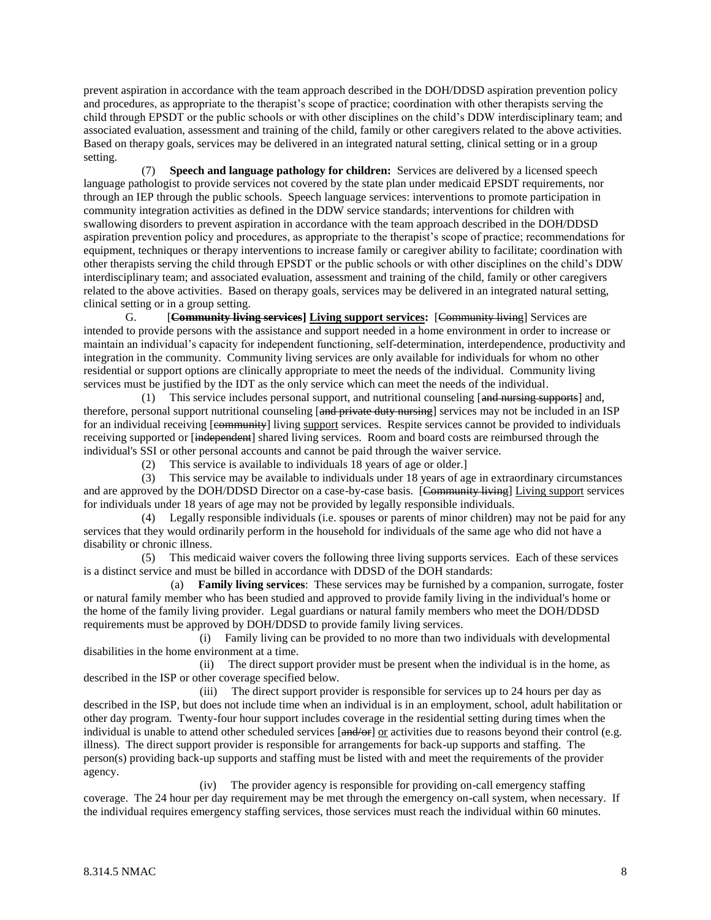prevent aspiration in accordance with the team approach described in the DOH/DDSD aspiration prevention policy and procedures, as appropriate to the therapist's scope of practice; coordination with other therapists serving the child through EPSDT or the public schools or with other disciplines on the child's DDW interdisciplinary team; and associated evaluation, assessment and training of the child, family or other caregivers related to the above activities. Based on therapy goals, services may be delivered in an integrated natural setting, clinical setting or in a group setting.

(7) **Speech and language pathology for children:** Services are delivered by a licensed speech language pathologist to provide services not covered by the state plan under medicaid EPSDT requirements, nor through an IEP through the public schools. Speech language services: interventions to promote participation in community integration activities as defined in the DDW service standards; interventions for children with swallowing disorders to prevent aspiration in accordance with the team approach described in the DOH/DDSD aspiration prevention policy and procedures, as appropriate to the therapist's scope of practice; recommendations for equipment, techniques or therapy interventions to increase family or caregiver ability to facilitate; coordination with other therapists serving the child through EPSDT or the public schools or with other disciplines on the child's DDW interdisciplinary team; and associated evaluation, assessment and training of the child, family or other caregivers related to the above activities. Based on therapy goals, services may be delivered in an integrated natural setting, clinical setting or in a group setting.

G. [~~**Community living services**~~] <u>**Living support services:**</u> [~~Community living~~] Services are intended to provide persons with the assistance and support needed in a home environment in order to increase or maintain an individual's capacity for independent functioning, self-determination, interdependence, productivity and integration in the community. Community living services are only available for individuals for whom no other residential or support options are clinically appropriate to meet the needs of the individual. Community living services must be justified by the IDT as the only service which can meet the needs of the individual.

(1) This service includes personal support, and nutritional counseling [~~and nursing supports~~] and, therefore, personal support nutritional counseling [~~and private duty nursing~~] services may not be included in an ISP for an individual receiving [~~community~~] living <u>support</u> services. Respite services cannot be provided to individuals receiving supported or [~~independent~~] shared living services. Room and board costs are reimbursed through the individual's SSI or other personal accounts and cannot be paid through the waiver service.

(2) This service is available to individuals 18 years of age or older.]

(3) This service may be available to individuals under 18 years of age in extraordinary circumstances and are approved by the DOH/DDSD Director on a case-by-case basis. [~~Community living~~] <u>Living support</u> services for individuals under 18 years of age may not be provided by legally responsible individuals.

(4) Legally responsible individuals (i.e. spouses or parents of minor children) may not be paid for any services that they would ordinarily perform in the household for individuals of the same age who did not have a disability or chronic illness.

(5) This medicaid waiver covers the following three living supports services. Each of these services is a distinct service and must be billed in accordance with DDSD of the DOH standards:

(a) **Family living services**: These services may be furnished by a companion, surrogate, foster or natural family member who has been studied and approved to provide family living in the individual's home or the home of the family living provider. Legal guardians or natural family members who meet the DOH/DDSD requirements must be approved by DOH/DDSD to provide family living services.

(i) Family living can be provided to no more than two individuals with developmental disabilities in the home environment at a time.

(ii) The direct support provider must be present when the individual is in the home, as described in the ISP or other coverage specified below.

(iii) The direct support provider is responsible for services up to 24 hours per day as described in the ISP, but does not include time when an individual is in an employment, school, adult habilitation or other day program. Twenty-four hour support includes coverage in the residential setting during times when the individual is unable to attend other scheduled services [~~and/or~~] <u>or</u> activities due to reasons beyond their control (e.g. illness). The direct support provider is responsible for arrangements for back-up supports and staffing. The person(s) providing back-up supports and staffing must be listed with and meet the requirements of the provider agency.

(iv) The provider agency is responsible for providing on-call emergency staffing coverage. The 24 hour per day requirement may be met through the emergency on-call system, when necessary. If the individual requires emergency staffing services, those services must reach the individual within 60 minutes.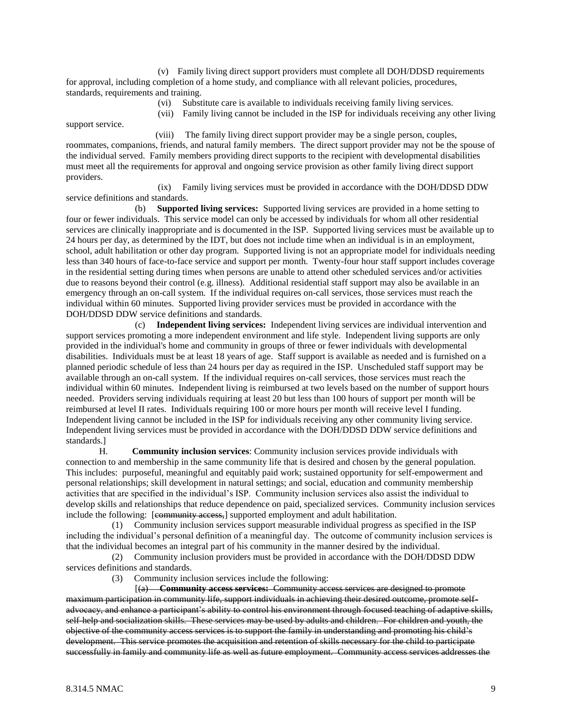(v) Family living direct support providers must complete all DOH/DDSD requirements for approval, including completion of a home study, and compliance with all relevant policies, procedures, standards, requirements and training.

(vi) Substitute care is available to individuals receiving family living services.

(vii) Family living cannot be included in the ISP for individuals receiving any other living support service.

(viii) The family living direct support provider may be a single person, couples, roommates, companions, friends, and natural family members. The direct support provider may not be the spouse of the individual served. Family members providing direct supports to the recipient with developmental disabilities must meet all the requirements for approval and ongoing service provision as other family living direct support providers.

(ix) Family living services must be provided in accordance with the DOH/DDSD DDW service definitions and standards.

(b) **Supported living services:** Supported living services are provided in a home setting to four or fewer individuals. This service model can only be accessed by individuals for whom all other residential services are clinically inappropriate and is documented in the ISP. Supported living services must be available up to 24 hours per day, as determined by the IDT, but does not include time when an individual is in an employment, school, adult habilitation or other day program. Supported living is not an appropriate model for individuals needing less than 340 hours of face-to-face service and support per month. Twenty-four hour staff support includes coverage in the residential setting during times when persons are unable to attend other scheduled services and/or activities due to reasons beyond their control (e.g. illness). Additional residential staff support may also be available in an emergency through an on-call system. If the individual requires on-call services, those services must reach the individual within 60 minutes. Supported living provider services must be provided in accordance with the DOH/DDSD DDW service definitions and standards.

(c) **Independent living services:** Independent living services are individual intervention and support services promoting a more independent environment and life style. Independent living supports are only provided in the individual's home and community in groups of three or fewer individuals with developmental disabilities. Individuals must be at least 18 years of age. Staff support is available as needed and is furnished on a planned periodic schedule of less than 24 hours per day as required in the ISP. Unscheduled staff support may be available through an on-call system. If the individual requires on-call services, those services must reach the individual within 60 minutes. Independent living is reimbursed at two levels based on the number of support hours needed. Providers serving individuals requiring at least 20 but less than 100 hours of support per month will be reimbursed at level II rates. Individuals requiring 100 or more hours per month will receive level I funding. Independent living cannot be included in the ISP for individuals receiving any other community living service. Independent living services must be provided in accordance with the DOH/DDSD DDW service definitions and standards.]

H. **Community inclusion services**: Community inclusion services provide individuals with connection to and membership in the same community life that is desired and chosen by the general population. This includes: purposeful, meaningful and equitably paid work; sustained opportunity for self-empowerment and personal relationships; skill development in natural settings; and social, education and community membership activities that are specified in the individual's ISP. Community inclusion services also assist the individual to develop skills and relationships that reduce dependence on paid, specialized services. Community inclusion services include the following: [~~community access,~~] supported employment and adult habilitation.

(1) Community inclusion services support measurable individual progress as specified in the ISP including the individual's personal definition of a meaningful day. The outcome of community inclusion services is that the individual becomes an integral part of his community in the manner desired by the individual.

(2) Community inclusion providers must be provided in accordance with the DOH/DDSD DDW services definitions and standards.

(3) Community inclusion services include the following:

[~~(a) **Community access services:** Community access services are designed to promote maximum participation in community life, support individuals in achieving their desired outcome, promote self-advocacy, and enhance a participant's ability to control his environment through focused teaching of adaptive skills, self-help and socialization skills. These services may be used by adults and children. For children and youth, the objective of the community access services is to support the family in understanding and promoting his child's development. This service promotes the acquisition and retention of skills necessary for the child to participate successfully in family and community life as well as future employment. Community access services addresses the~~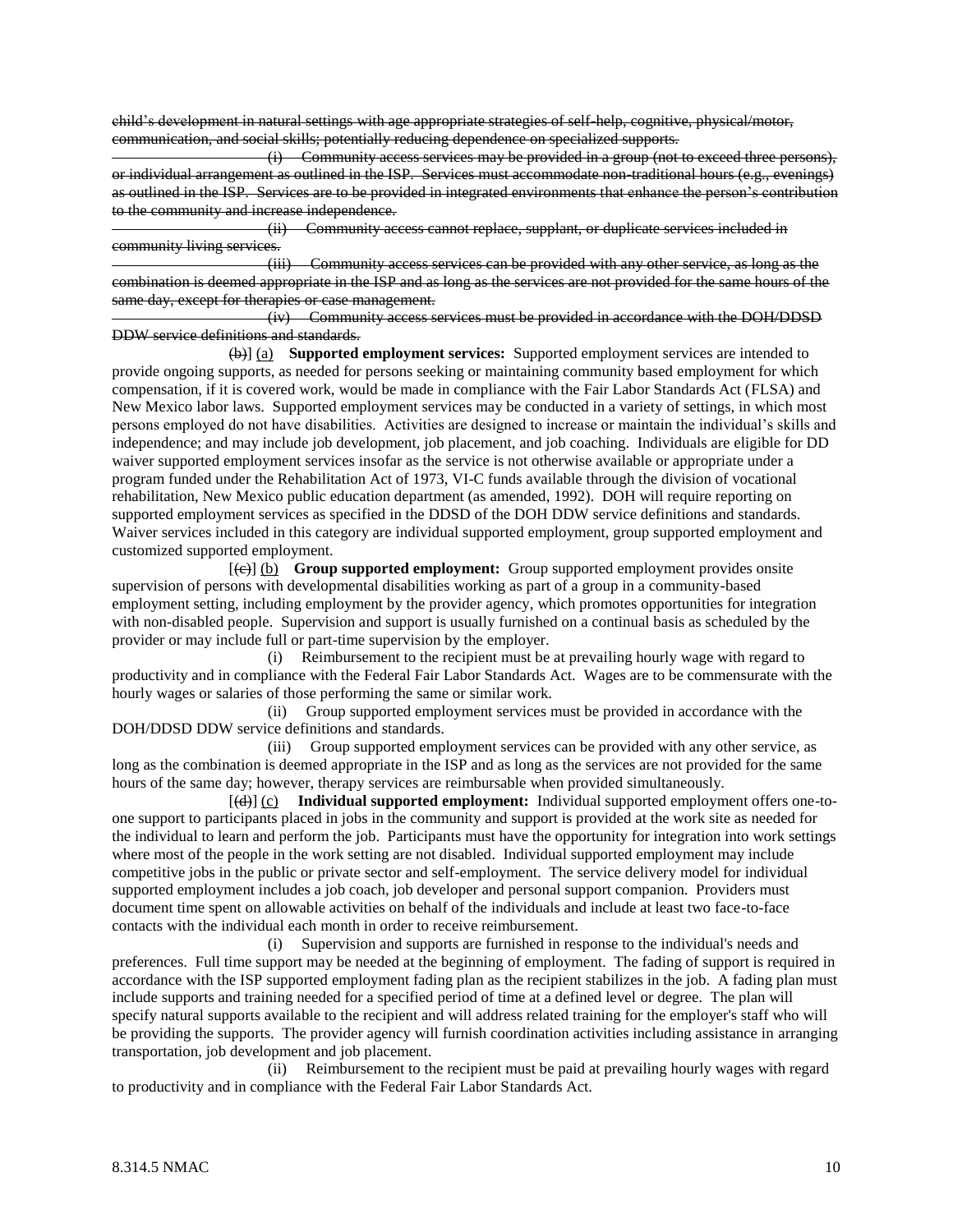~~child's development in natural settings with age appropriate strategies of self-help, cognitive, physical/motor, communication, and social skills; potentially reducing dependence on specialized supports.~~

~~(i) Community access services may be provided in a group (not to exceed three persons), or individual arrangement as outlined in the ISP. Services must accommodate non-traditional hours (e.g., evenings) as outlined in the ISP. Services are to be provided in integrated environments that enhance the person's contribution to the community and increase independence.~~

~~(ii) Community access cannot replace, supplant, or duplicate services included in community living services.~~

~~(iii) Community access services can be provided with any other service, as long as the combination is deemed appropriate in the ISP and as long as the services are not provided for the same hours of the same day, except for therapies or case management.~~

~~(iv) Community access services must be provided in accordance with the DOH/DDSD DDW service definitions and standards.~~

~~(b)~~] <u>(a)</u> **Supported employment services:** Supported employment services are intended to provide ongoing supports, as needed for persons seeking or maintaining community based employment for which compensation, if it is covered work, would be made in compliance with the Fair Labor Standards Act (FLSA) and New Mexico labor laws. Supported employment services may be conducted in a variety of settings, in which most persons employed do not have disabilities. Activities are designed to increase or maintain the individual's skills and independence; and may include job development, job placement, and job coaching. Individuals are eligible for DD waiver supported employment services insofar as the service is not otherwise available or appropriate under a program funded under the Rehabilitation Act of 1973, VI-C funds available through the division of vocational rehabilitation, New Mexico public education department (as amended, 1992). DOH will require reporting on supported employment services as specified in the DDSD of the DOH DDW service definitions and standards. Waiver services included in this category are individual supported employment, group supported employment and customized supported employment.

[~~(c)~~] <u>(b)</u> **Group supported employment:** Group supported employment provides onsite supervision of persons with developmental disabilities working as part of a group in a community-based employment setting, including employment by the provider agency, which promotes opportunities for integration with non-disabled people. Supervision and support is usually furnished on a continual basis as scheduled by the provider or may include full or part-time supervision by the employer.

(i) Reimbursement to the recipient must be at prevailing hourly wage with regard to productivity and in compliance with the Federal Fair Labor Standards Act. Wages are to be commensurate with the hourly wages or salaries of those performing the same or similar work.

(ii) Group supported employment services must be provided in accordance with the DOH/DDSD DDW service definitions and standards.

(iii) Group supported employment services can be provided with any other service, as long as the combination is deemed appropriate in the ISP and as long as the services are not provided for the same hours of the same day; however, therapy services are reimbursable when provided simultaneously.

[~~(d)~~] <u>(c)</u> **Individual supported employment:** Individual supported employment offers one-to-one support to participants placed in jobs in the community and support is provided at the work site as needed for the individual to learn and perform the job. Participants must have the opportunity for integration into work settings where most of the people in the work setting are not disabled. Individual supported employment may include competitive jobs in the public or private sector and self-employment. The service delivery model for individual supported employment includes a job coach, job developer and personal support companion. Providers must document time spent on allowable activities on behalf of the individuals and include at least two face-to-face contacts with the individual each month in order to receive reimbursement.

(i) Supervision and supports are furnished in response to the individual's needs and preferences. Full time support may be needed at the beginning of employment. The fading of support is required in accordance with the ISP supported employment fading plan as the recipient stabilizes in the job. A fading plan must include supports and training needed for a specified period of time at a defined level or degree. The plan will specify natural supports available to the recipient and will address related training for the employer's staff who will be providing the supports. The provider agency will furnish coordination activities including assistance in arranging transportation, job development and job placement.

(ii) Reimbursement to the recipient must be paid at prevailing hourly wages with regard to productivity and in compliance with the Federal Fair Labor Standards Act.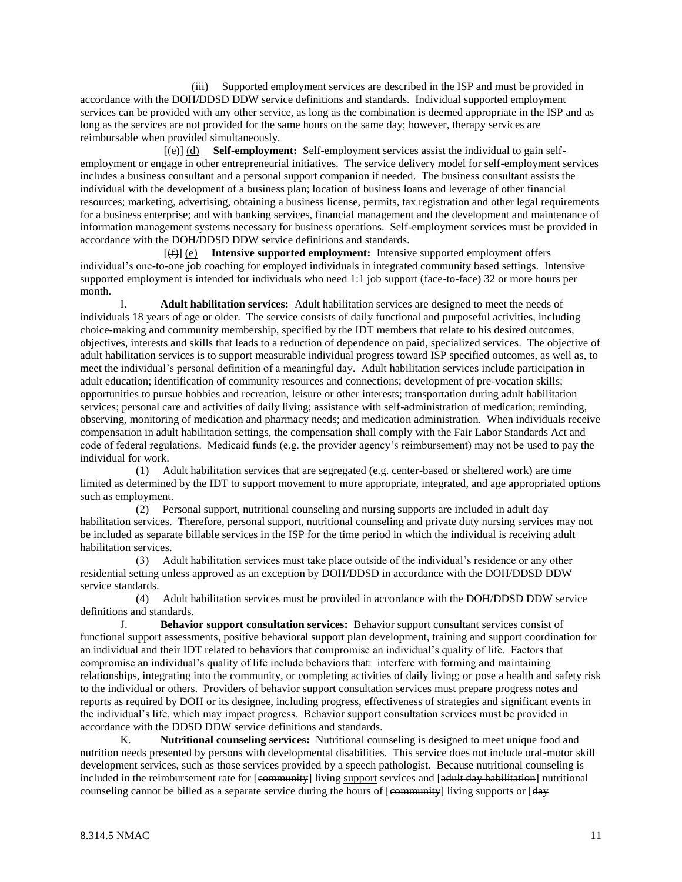(iii) Supported employment services are described in the ISP and must be provided in accordance with the DOH/DDSD DDW service definitions and standards. Individual supported employment services can be provided with any other service, as long as the combination is deemed appropriate in the ISP and as long as the services are not provided for the same hours on the same day; however, therapy services are reimbursable when provided simultaneously.

[~~(e)~~] <u>(d)</u> **Self-employment:** Self-employment services assist the individual to gain self-employment or engage in other entrepreneurial initiatives. The service delivery model for self-employment services includes a business consultant and a personal support companion if needed. The business consultant assists the individual with the development of a business plan; location of business loans and leverage of other financial resources; marketing, advertising, obtaining a business license, permits, tax registration and other legal requirements for a business enterprise; and with banking services, financial management and the development and maintenance of information management systems necessary for business operations. Self-employment services must be provided in accordance with the DOH/DDSD DDW service definitions and standards.

[~~(f)~~] <u>(e)</u> **Intensive supported employment:** Intensive supported employment offers individual's one-to-one job coaching for employed individuals in integrated community based settings. Intensive supported employment is intended for individuals who need 1:1 job support (face-to-face) 32 or more hours per month.

I. **Adult habilitation services:** Adult habilitation services are designed to meet the needs of individuals 18 years of age or older. The service consists of daily functional and purposeful activities, including choice-making and community membership, specified by the IDT members that relate to his desired outcomes, objectives, interests and skills that leads to a reduction of dependence on paid, specialized services. The objective of adult habilitation services is to support measurable individual progress toward ISP specified outcomes, as well as, to meet the individual's personal definition of a meaningful day. Adult habilitation services include participation in adult education; identification of community resources and connections; development of pre-vocation skills; opportunities to pursue hobbies and recreation, leisure or other interests; transportation during adult habilitation services; personal care and activities of daily living; assistance with self-administration of medication; reminding, observing, monitoring of medication and pharmacy needs; and medication administration. When individuals receive compensation in adult habilitation settings, the compensation shall comply with the Fair Labor Standards Act and code of federal regulations. Medicaid funds (e.g. the provider agency's reimbursement) may not be used to pay the individual for work.

(1) Adult habilitation services that are segregated (e.g. center-based or sheltered work) are time limited as determined by the IDT to support movement to more appropriate, integrated, and age appropriated options such as employment.

(2) Personal support, nutritional counseling and nursing supports are included in adult day habilitation services. Therefore, personal support, nutritional counseling and private duty nursing services may not be included as separate billable services in the ISP for the time period in which the individual is receiving adult habilitation services.

(3) Adult habilitation services must take place outside of the individual's residence or any other residential setting unless approved as an exception by DOH/DDSD in accordance with the DOH/DDSD DDW service standards.

(4) Adult habilitation services must be provided in accordance with the DOH/DDSD DDW service definitions and standards.

J. **Behavior support consultation services:** Behavior support consultant services consist of functional support assessments, positive behavioral support plan development, training and support coordination for an individual and their IDT related to behaviors that compromise an individual's quality of life. Factors that compromise an individual's quality of life include behaviors that: interfere with forming and maintaining relationships, integrating into the community, or completing activities of daily living; or pose a health and safety risk to the individual or others. Providers of behavior support consultation services must prepare progress notes and reports as required by DOH or its designee, including progress, effectiveness of strategies and significant events in the individual's life, which may impact progress. Behavior support consultation services must be provided in accordance with the DDSD DDW service definitions and standards.

K. **Nutritional counseling services:** Nutritional counseling is designed to meet unique food and nutrition needs presented by persons with developmental disabilities. This service does not include oral-motor skill development services, such as those services provided by a speech pathologist. Because nutritional counseling is included in the reimbursement rate for [~~community~~] living <u>support</u> services and [~~adult day habilitation~~] nutritional counseling cannot be billed as a separate service during the hours of [~~community~~] living supports or [~~day~~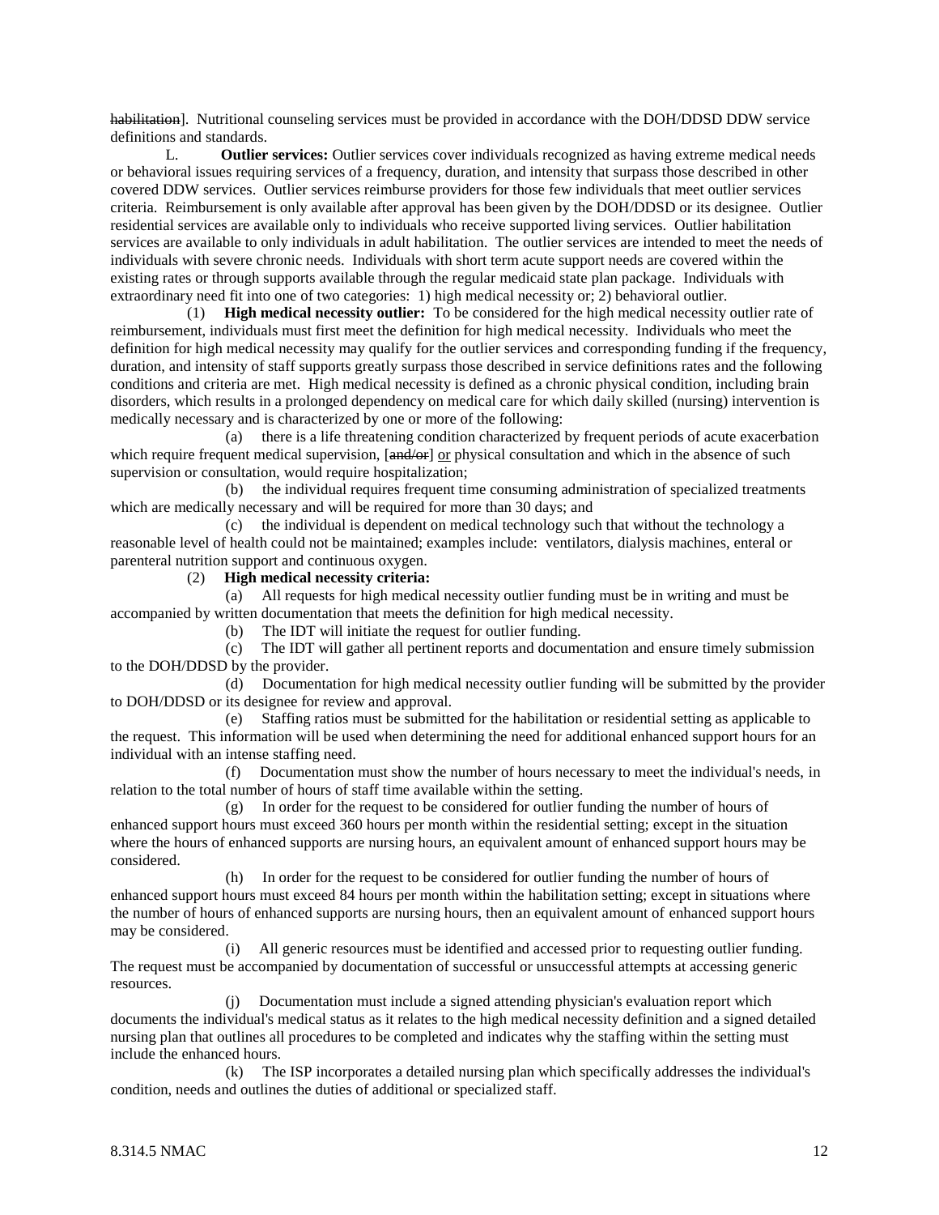~~habilitation~~]. Nutritional counseling services must be provided in accordance with the DOH/DDSD DDW service definitions and standards.

L. **Outlier services:** Outlier services cover individuals recognized as having extreme medical needs or behavioral issues requiring services of a frequency, duration, and intensity that surpass those described in other covered DDW services. Outlier services reimburse providers for those few individuals that meet outlier services criteria. Reimbursement is only available after approval has been given by the DOH/DDSD or its designee. Outlier residential services are available only to individuals who receive supported living services. Outlier habilitation services are available to only individuals in adult habilitation. The outlier services are intended to meet the needs of individuals with severe chronic needs. Individuals with short term acute support needs are covered within the existing rates or through supports available through the regular medicaid state plan package. Individuals with extraordinary need fit into one of two categories: 1) high medical necessity or; 2) behavioral outlier.

(1) **High medical necessity outlier:** To be considered for the high medical necessity outlier rate of reimbursement, individuals must first meet the definition for high medical necessity. Individuals who meet the definition for high medical necessity may qualify for the outlier services and corresponding funding if the frequency, duration, and intensity of staff supports greatly surpass those described in service definitions rates and the following conditions and criteria are met. High medical necessity is defined as a chronic physical condition, including brain disorders, which results in a prolonged dependency on medical care for which daily skilled (nursing) intervention is medically necessary and is characterized by one or more of the following:

(a) there is a life threatening condition characterized by frequent periods of acute exacerbation which require frequent medical supervision, [~~and/or~~] <u>or</u> physical consultation and which in the absence of such supervision or consultation, would require hospitalization;

(b) the individual requires frequent time consuming administration of specialized treatments which are medically necessary and will be required for more than 30 days; and

(c) the individual is dependent on medical technology such that without the technology a reasonable level of health could not be maintained; examples include: ventilators, dialysis machines, enteral or parenteral nutrition support and continuous oxygen.

(2) **High medical necessity criteria:**

(a) All requests for high medical necessity outlier funding must be in writing and must be accompanied by written documentation that meets the definition for high medical necessity.

(b) The IDT will initiate the request for outlier funding.

(c) The IDT will gather all pertinent reports and documentation and ensure timely submission to the DOH/DDSD by the provider.

(d) Documentation for high medical necessity outlier funding will be submitted by the provider to DOH/DDSD or its designee for review and approval.

(e) Staffing ratios must be submitted for the habilitation or residential setting as applicable to the request. This information will be used when determining the need for additional enhanced support hours for an individual with an intense staffing need.

(f) Documentation must show the number of hours necessary to meet the individual's needs, in relation to the total number of hours of staff time available within the setting.

(g) In order for the request to be considered for outlier funding the number of hours of enhanced support hours must exceed 360 hours per month within the residential setting; except in the situation where the hours of enhanced supports are nursing hours, an equivalent amount of enhanced support hours may be considered.

(h) In order for the request to be considered for outlier funding the number of hours of enhanced support hours must exceed 84 hours per month within the habilitation setting; except in situations where the number of hours of enhanced supports are nursing hours, then an equivalent amount of enhanced support hours may be considered.

(i) All generic resources must be identified and accessed prior to requesting outlier funding. The request must be accompanied by documentation of successful or unsuccessful attempts at accessing generic resources.

(j) Documentation must include a signed attending physician's evaluation report which documents the individual's medical status as it relates to the high medical necessity definition and a signed detailed nursing plan that outlines all procedures to be completed and indicates why the staffing within the setting must include the enhanced hours.

(k) The ISP incorporates a detailed nursing plan which specifically addresses the individual's condition, needs and outlines the duties of additional or specialized staff.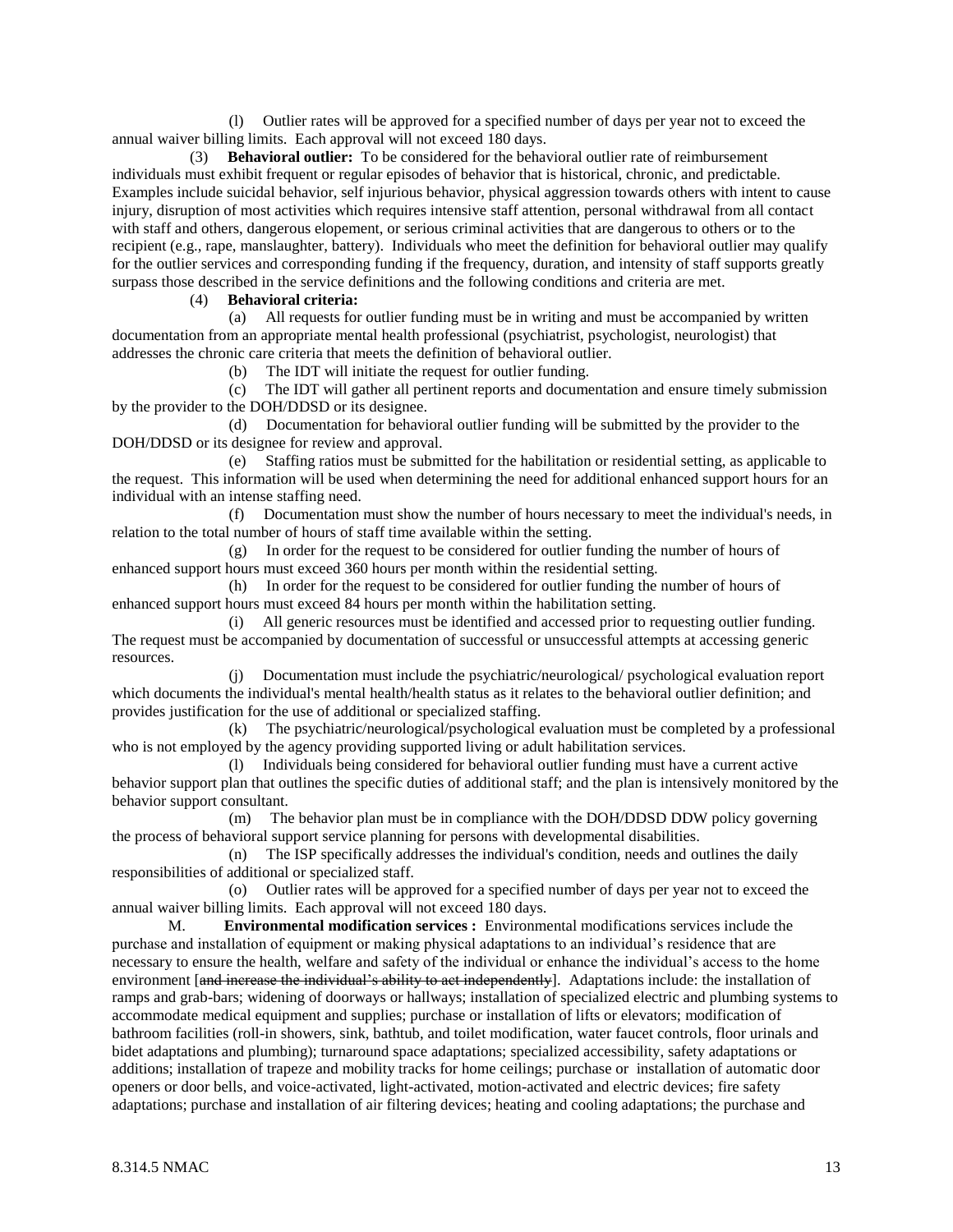(l) Outlier rates will be approved for a specified number of days per year not to exceed the annual waiver billing limits. Each approval will not exceed 180 days.

(3) **Behavioral outlier:** To be considered for the behavioral outlier rate of reimbursement individuals must exhibit frequent or regular episodes of behavior that is historical, chronic, and predictable. Examples include suicidal behavior, self injurious behavior, physical aggression towards others with intent to cause injury, disruption of most activities which requires intensive staff attention, personal withdrawal from all contact with staff and others, dangerous elopement, or serious criminal activities that are dangerous to others or to the recipient (e.g., rape, manslaughter, battery). Individuals who meet the definition for behavioral outlier may qualify for the outlier services and corresponding funding if the frequency, duration, and intensity of staff supports greatly surpass those described in the service definitions and the following conditions and criteria are met.

(4) **Behavioral criteria:**

(a) All requests for outlier funding must be in writing and must be accompanied by written documentation from an appropriate mental health professional (psychiatrist, psychologist, neurologist) that addresses the chronic care criteria that meets the definition of behavioral outlier.

(b) The IDT will initiate the request for outlier funding.

(c) The IDT will gather all pertinent reports and documentation and ensure timely submission by the provider to the DOH/DDSD or its designee.

(d) Documentation for behavioral outlier funding will be submitted by the provider to the DOH/DDSD or its designee for review and approval.

(e) Staffing ratios must be submitted for the habilitation or residential setting, as applicable to the request. This information will be used when determining the need for additional enhanced support hours for an individual with an intense staffing need.

(f) Documentation must show the number of hours necessary to meet the individual's needs, in relation to the total number of hours of staff time available within the setting.

(g) In order for the request to be considered for outlier funding the number of hours of enhanced support hours must exceed 360 hours per month within the residential setting.

(h) In order for the request to be considered for outlier funding the number of hours of enhanced support hours must exceed 84 hours per month within the habilitation setting.

(i) All generic resources must be identified and accessed prior to requesting outlier funding. The request must be accompanied by documentation of successful or unsuccessful attempts at accessing generic resources.

(j) Documentation must include the psychiatric/neurological/ psychological evaluation report which documents the individual's mental health/health status as it relates to the behavioral outlier definition; and provides justification for the use of additional or specialized staffing.

(k) The psychiatric/neurological/psychological evaluation must be completed by a professional who is not employed by the agency providing supported living or adult habilitation services.

(l) Individuals being considered for behavioral outlier funding must have a current active behavior support plan that outlines the specific duties of additional staff; and the plan is intensively monitored by the behavior support consultant.

(m) The behavior plan must be in compliance with the DOH/DDSD DDW policy governing the process of behavioral support service planning for persons with developmental disabilities.

(n) The ISP specifically addresses the individual's condition, needs and outlines the daily responsibilities of additional or specialized staff.

(o) Outlier rates will be approved for a specified number of days per year not to exceed the annual waiver billing limits. Each approval will not exceed 180 days.

M. **Environmental modification services :** Environmental modifications services include the purchase and installation of equipment or making physical adaptations to an individual's residence that are necessary to ensure the health, welfare and safety of the individual or enhance the individual's access to the home environment [~~and increase the individual's ability to act independently~~]. Adaptations include: the installation of ramps and grab-bars; widening of doorways or hallways; installation of specialized electric and plumbing systems to accommodate medical equipment and supplies; purchase or installation of lifts or elevators; modification of bathroom facilities (roll-in showers, sink, bathtub, and toilet modification, water faucet controls, floor urinals and bidet adaptations and plumbing); turnaround space adaptations; specialized accessibility, safety adaptations or additions; installation of trapeze and mobility tracks for home ceilings; purchase or installation of automatic door openers or door bells, and voice-activated, light-activated, motion-activated and electric devices; fire safety adaptations; purchase and installation of air filtering devices; heating and cooling adaptations; the purchase and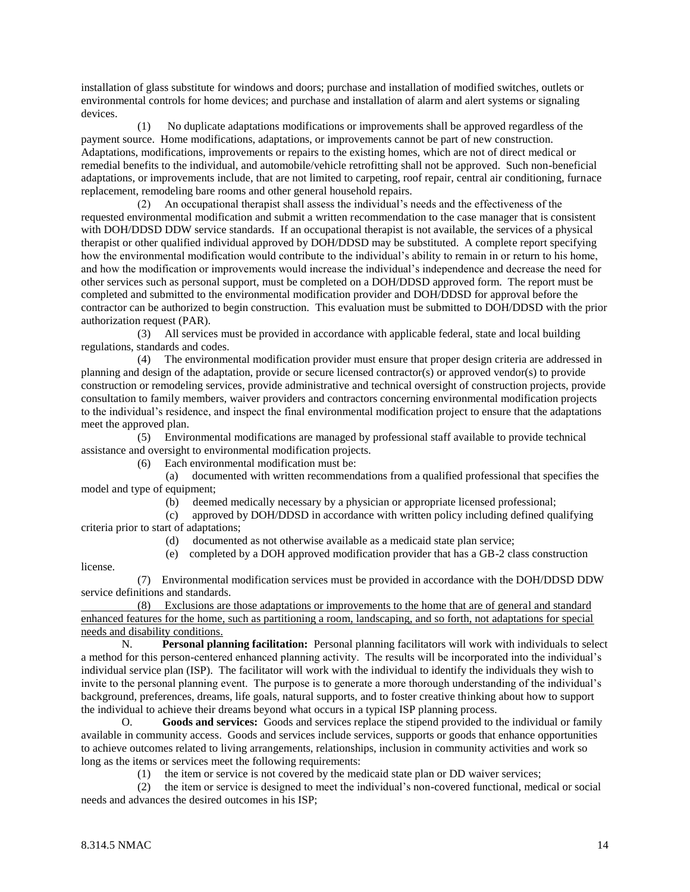installation of glass substitute for windows and doors; purchase and installation of modified switches, outlets or environmental controls for home devices; and purchase and installation of alarm and alert systems or signaling devices.

(1) No duplicate adaptations modifications or improvements shall be approved regardless of the payment source. Home modifications, adaptations, or improvements cannot be part of new construction. Adaptations, modifications, improvements or repairs to the existing homes, which are not of direct medical or remedial benefits to the individual, and automobile/vehicle retrofitting shall not be approved. Such non-beneficial adaptations, or improvements include, that are not limited to carpeting, roof repair, central air conditioning, furnace replacement, remodeling bare rooms and other general household repairs.

(2) An occupational therapist shall assess the individual's needs and the effectiveness of the requested environmental modification and submit a written recommendation to the case manager that is consistent with DOH/DDSD DDW service standards. If an occupational therapist is not available, the services of a physical therapist or other qualified individual approved by DOH/DDSD may be substituted. A complete report specifying how the environmental modification would contribute to the individual's ability to remain in or return to his home, and how the modification or improvements would increase the individual's independence and decrease the need for other services such as personal support, must be completed on a DOH/DDSD approved form. The report must be completed and submitted to the environmental modification provider and DOH/DDSD for approval before the contractor can be authorized to begin construction. This evaluation must be submitted to DOH/DDSD with the prior authorization request (PAR).

(3) All services must be provided in accordance with applicable federal, state and local building regulations, standards and codes.

(4) The environmental modification provider must ensure that proper design criteria are addressed in planning and design of the adaptation, provide or secure licensed contractor(s) or approved vendor(s) to provide construction or remodeling services, provide administrative and technical oversight of construction projects, provide consultation to family members, waiver providers and contractors concerning environmental modification projects to the individual's residence, and inspect the final environmental modification project to ensure that the adaptations meet the approved plan.

(5) Environmental modifications are managed by professional staff available to provide technical assistance and oversight to environmental modification projects.

(6) Each environmental modification must be:

(a) documented with written recommendations from a qualified professional that specifies the model and type of equipment;

(b) deemed medically necessary by a physician or appropriate licensed professional;

(c) approved by DOH/DDSD in accordance with written policy including defined qualifying criteria prior to start of adaptations;

(d) documented as not otherwise available as a medicaid state plan service;

(e) completed by a DOH approved modification provider that has a GB-2 class construction license.

(7) Environmental modification services must be provided in accordance with the DOH/DDSD DDW service definitions and standards.

(8) Exclusions are those adaptations or improvements to the home that are of general and standard enhanced features for the home, such as partitioning a room, landscaping, and so forth, not adaptations for special needs and disability conditions.

N. **Personal planning facilitation:** Personal planning facilitators will work with individuals to select a method for this person-centered enhanced planning activity. The results will be incorporated into the individual's individual service plan (ISP). The facilitator will work with the individual to identify the individuals they wish to invite to the personal planning event. The purpose is to generate a more thorough understanding of the individual's background, preferences, dreams, life goals, natural supports, and to foster creative thinking about how to support the individual to achieve their dreams beyond what occurs in a typical ISP planning process.

O. **Goods and services:** Goods and services replace the stipend provided to the individual or family available in community access. Goods and services include services, supports or goods that enhance opportunities to achieve outcomes related to living arrangements, relationships, inclusion in community activities and work so long as the items or services meet the following requirements:

(1) the item or service is not covered by the medicaid state plan or DD waiver services;

(2) the item or service is designed to meet the individual's non-covered functional, medical or social needs and advances the desired outcomes in his ISP;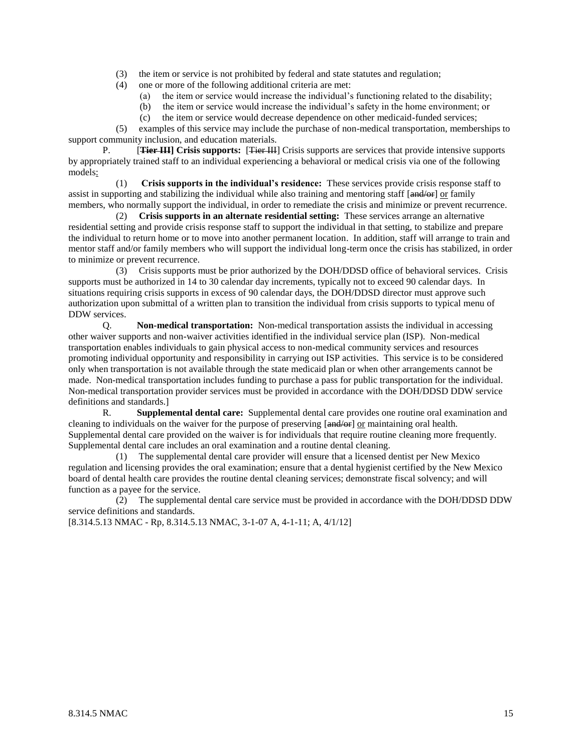(3) the item or service is not prohibited by federal and state statutes and regulation;

(4) one or more of the following additional criteria are met:

(a) the item or service would increase the individual's functioning related to the disability;

(b) the item or service would increase the individual's safety in the home environment; or

(c) the item or service would decrease dependence on other medicaid-funded services;

(5) examples of this service may include the purchase of non-medical transportation, memberships to support community inclusion, and education materials.

P. [~~**Tier III**~~] **Crisis supports:** [~~Tier III~~] Crisis supports are services that provide intensive supports by appropriately trained staff to an individual experiencing a behavioral or medical crisis via one of the following models:

(1) **Crisis supports in the individual's residence:** These services provide crisis response staff to assist in supporting and stabilizing the individual while also training and mentoring staff [~~and/or~~] or family members, who normally support the individual, in order to remediate the crisis and minimize or prevent recurrence.

(2) **Crisis supports in an alternate residential setting:** These services arrange an alternative residential setting and provide crisis response staff to support the individual in that setting, to stabilize and prepare the individual to return home or to move into another permanent location. In addition, staff will arrange to train and mentor staff and/or family members who will support the individual long-term once the crisis has stabilized, in order to minimize or prevent recurrence.

(3) Crisis supports must be prior authorized by the DOH/DDSD office of behavioral services. Crisis supports must be authorized in 14 to 30 calendar day increments, typically not to exceed 90 calendar days. In situations requiring crisis supports in excess of 90 calendar days, the DOH/DDSD director must approve such authorization upon submittal of a written plan to transition the individual from crisis supports to typical menu of DDW services.

Q. **Non-medical transportation:** Non-medical transportation assists the individual in accessing other waiver supports and non-waiver activities identified in the individual service plan (ISP). Non-medical transportation enables individuals to gain physical access to non-medical community services and resources promoting individual opportunity and responsibility in carrying out ISP activities. This service is to be considered only when transportation is not available through the state medicaid plan or when other arrangements cannot be made. Non-medical transportation includes funding to purchase a pass for public transportation for the individual. Non-medical transportation provider services must be provided in accordance with the DOH/DDSD DDW service definitions and standards.]

R. **Supplemental dental care:** Supplemental dental care provides one routine oral examination and cleaning to individuals on the waiver for the purpose of preserving [~~and/or~~] or maintaining oral health. Supplemental dental care provided on the waiver is for individuals that require routine cleaning more frequently. Supplemental dental care includes an oral examination and a routine dental cleaning.

(1) The supplemental dental care provider will ensure that a licensed dentist per New Mexico regulation and licensing provides the oral examination; ensure that a dental hygienist certified by the New Mexico board of dental health care provides the routine dental cleaning services; demonstrate fiscal solvency; and will function as a payee for the service.

(2) The supplemental dental care service must be provided in accordance with the DOH/DDSD DDW service definitions and standards.

[8.314.5.13 NMAC - Rp, 8.314.5.13 NMAC, 3-1-07 A, 4-1-11; A, 4/1/12]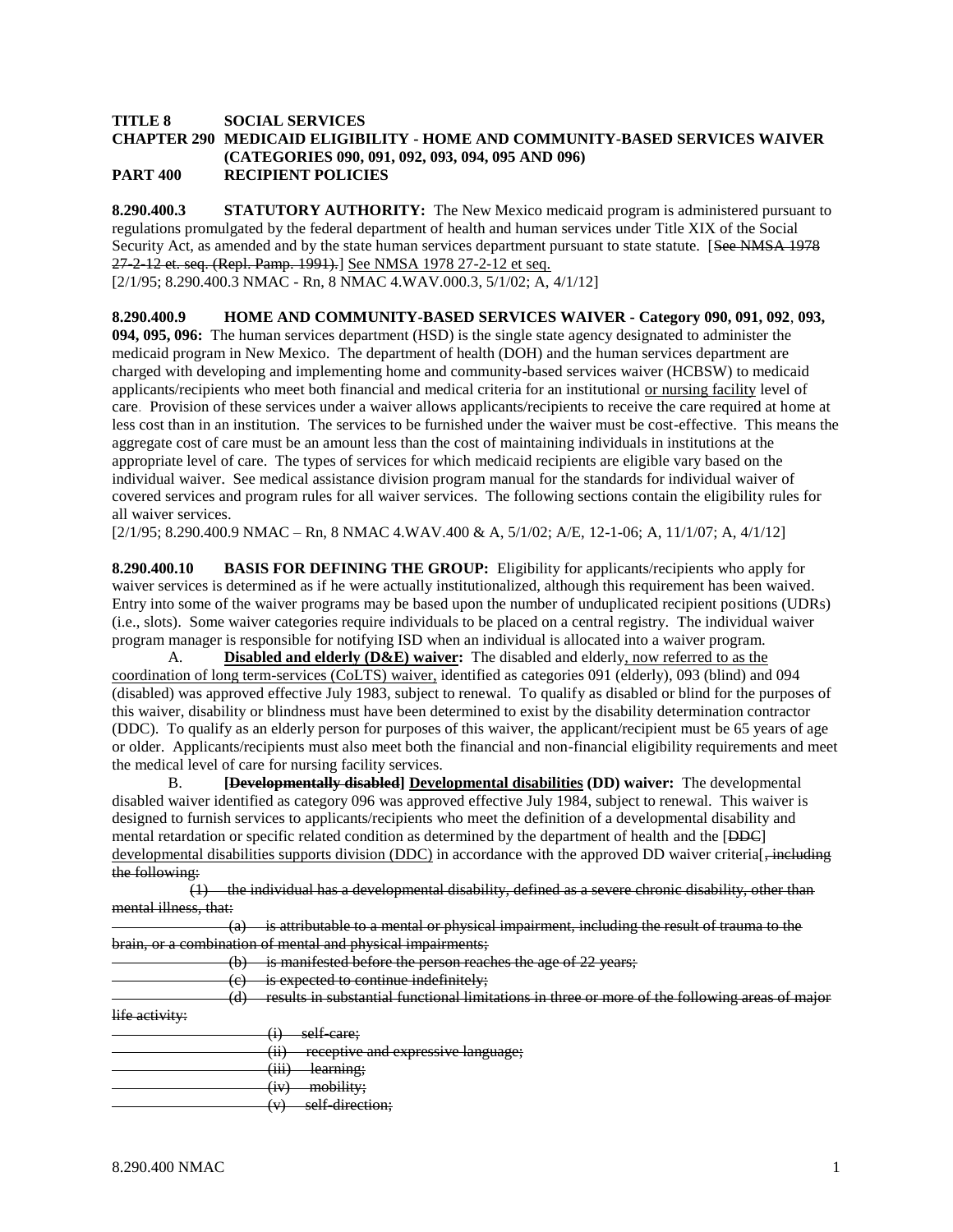**TITLE 8 SOCIAL SERVICES**
**CHAPTER 290 MEDICAID ELIGIBILITY - HOME AND COMMUNITY-BASED SERVICES WAIVER (CATEGORIES 090, 091, 092, 093, 094, 095 AND 096)**
**PART 400 RECIPIENT POLICIES**

**8.290.400.3 STATUTORY AUTHORITY:** The New Mexico medicaid program is administered pursuant to regulations promulgated by the federal department of health and human services under Title XIX of the Social Security Act, as amended and by the state human services department pursuant to state statute. [~~See NMSA 1978 27-2-12 et. seq. (Repl. Pamp. 1991).~~] <u>See NMSA 1978 27-2-12 et seq.</u>
[2/1/95; 8.290.400.3 NMAC - Rn, 8 NMAC 4.WAV.000.3, 5/1/02; A, 4/1/12]

**8.290.400.9 HOME AND COMMUNITY-BASED SERVICES WAIVER - Category 090, 091, 092, 093, 094, 095, 096:** The human services department (HSD) is the single state agency designated to administer the medicaid program in New Mexico. The department of health (DOH) and the human services department are charged with developing and implementing home and community-based services waiver (HCBSW) to medicaid applicants/recipients who meet both financial and medical criteria for an institutional <u>or nursing facility</u> level of care. Provision of these services under a waiver allows applicants/recipients to receive the care required at home at less cost than in an institution. The services to be furnished under the waiver must be cost-effective. This means the aggregate cost of care must be an amount less than the cost of maintaining individuals in institutions at the appropriate level of care. The types of services for which medicaid recipients are eligible vary based on the individual waiver. See medical assistance division program manual for the standards for individual waiver of covered services and program rules for all waiver services. The following sections contain the eligibility rules for all waiver services.
[2/1/95; 8.290.400.9 NMAC – Rn, 8 NMAC 4.WAV.400 & A, 5/1/02; A/E, 12-1-06; A, 11/1/07; A, 4/1/12]

**8.290.400.10 BASIS FOR DEFINING THE GROUP:** Eligibility for applicants/recipients who apply for waiver services is determined as if he were actually institutionalized, although this requirement has been waived. Entry into some of the waiver programs may be based upon the number of unduplicated recipient positions (UDRs) (i.e., slots). Some waiver categories require individuals to be placed on a central registry. The individual waiver program manager is responsible for notifying ISD when an individual is allocated into a waiver program.

A. **<u>Disabled and elderly (D&E) waiver</u>:** The disabled and elderly<u>, now referred to as the coordination of long term-services (CoLTS) waiver,</u> identified as categories 091 (elderly), 093 (blind) and 094 (disabled) was approved effective July 1983, subject to renewal. To qualify as disabled or blind for the purposes of this waiver, disability or blindness must have been determined to exist by the disability determination contractor (DDC). To qualify as an elderly person for purposes of this waiver, the applicant/recipient must be 65 years of age or older. Applicants/recipients must also meet both the financial and non-financial eligibility requirements and meet the medical level of care for nursing facility services.

B. **[~~Developmentally disabled~~] <u>Developmental disabilities</u> (DD) waiver:** The developmental disabled waiver identified as category 096 was approved effective July 1984, subject to renewal. This waiver is designed to furnish services to applicants/recipients who meet the definition of a developmental disability and mental retardation or specific related condition as determined by the department of health and the [~~DDC~~] <u>developmental disabilities supports division (DDC)</u> in accordance with the approved DD waiver criteria[~~, including the following:~~

~~(1) the individual has a developmental disability, defined as a severe chronic disability, other than mental illness, that:~~

~~(a) is attributable to a mental or physical impairment, including the result of trauma to the brain, or a combination of mental and physical impairments;~~

~~(b) is manifested before the person reaches the age of 22 years;~~

~~(c) is expected to continue indefinitely;~~

~~(d) results in substantial functional limitations in three or more of the following areas of major life activity:~~

~~(i) self-care;~~

~~(ii) receptive and expressive language;~~

~~(iii) learning;~~

~~(iv) mobility;~~

~~(v) self-direction;~~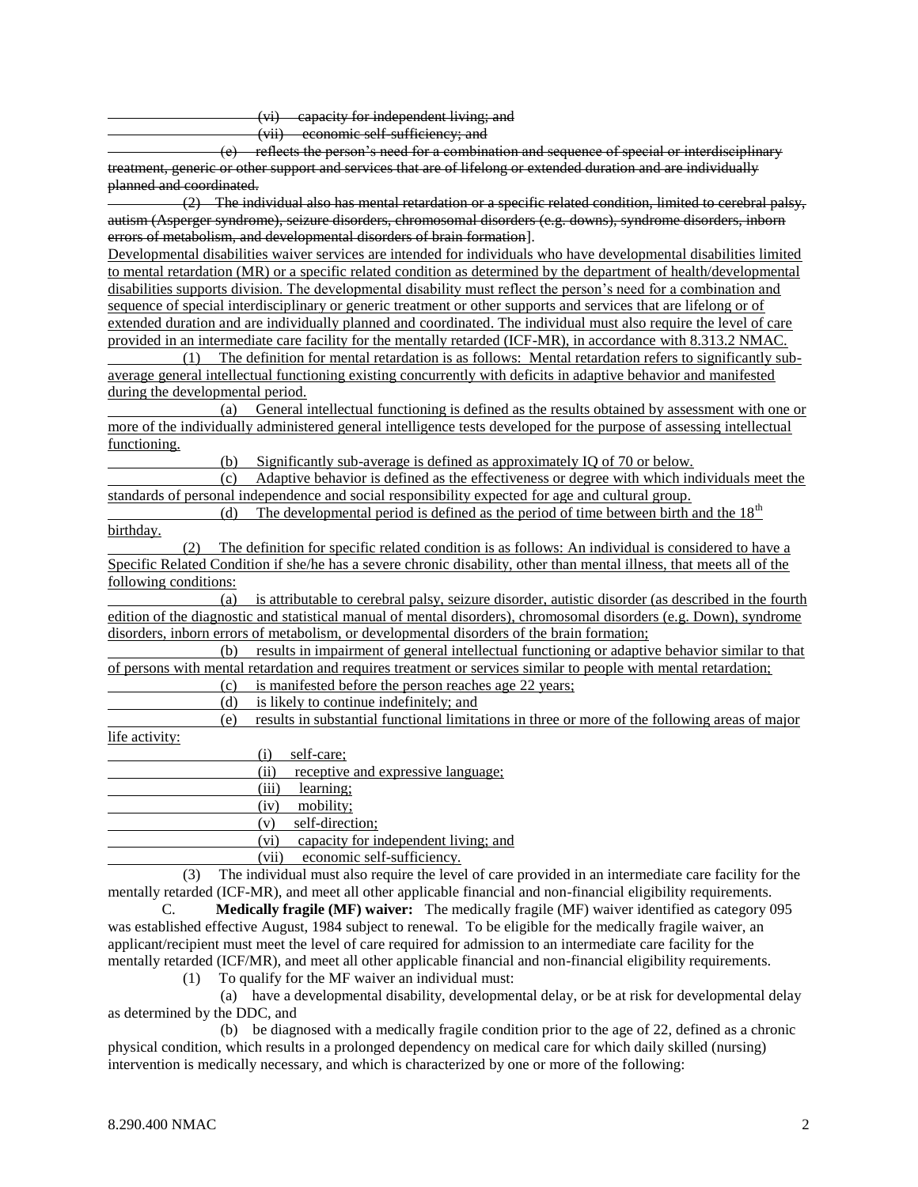~~(vi) capacity for independent living; and~~

~~(vii) economic self-sufficiency; and~~

~~(e) reflects the person's need for a combination and sequence of special or interdisciplinary treatment, generic or other support and services that are of lifelong or extended duration and are individually planned and coordinated.~~

~~(2) The individual also has mental retardation or a specific related condition, limited to cerebral palsy, autism (Asperger syndrome), seizure disorders, chromosomal disorders (e.g. downs), syndrome disorders, inborn errors of metabolism, and developmental disorders of brain formation~~].

<u>Developmental disabilities waiver services are intended for individuals who have developmental disabilities limited to mental retardation (MR) or a specific related condition as determined by the department of health/developmental disabilities supports division. The developmental disability must reflect the person's need for a combination and sequence of special interdisciplinary or generic treatment or other supports and services that are lifelong or of extended duration and are individually planned and coordinated. The individual must also require the level of care provided in an intermediate care facility for the mentally retarded (ICF-MR), in accordance with 8.313.2 NMAC.</u>

<u>(1) The definition for mental retardation is as follows: Mental retardation refers to significantly sub-average general intellectual functioning existing concurrently with deficits in adaptive behavior and manifested during the developmental period.</u>

<u>(a) General intellectual functioning is defined as the results obtained by assessment with one or more of the individually administered general intelligence tests developed for the purpose of assessing intellectual functioning.</u>

<u>(b) Significantly sub-average is defined as approximately IQ of 70 or below.</u>

<u>(c) Adaptive behavior is defined as the effectiveness or degree with which individuals meet the standards of personal independence and social responsibility expected for age and cultural group.</u>

<u>(d) The developmental period is defined as the period of time between birth and the 18th birthday.</u>

<u>(2) The definition for specific related condition is as follows: An individual is considered to have a Specific Related Condition if she/he has a severe chronic disability, other than mental illness, that meets all of the following conditions:</u>

<u>(a) is attributable to cerebral palsy, seizure disorder, autistic disorder (as described in the fourth edition of the diagnostic and statistical manual of mental disorders), chromosomal disorders (e.g. Down), syndrome disorders, inborn errors of metabolism, or developmental disorders of the brain formation;</u>

<u>(b) results in impairment of general intellectual functioning or adaptive behavior similar to that of persons with mental retardation and requires treatment or services similar to people with mental retardation;</u>

<u>(c) is manifested before the person reaches age 22 years;</u>

<u>(d) is likely to continue indefinitely; and</u>

<u>(e) results in substantial functional limitations in three or more of the following areas of major life activity:</u>

<u>(i) self-care;</u>

<u>(ii) receptive and expressive language;</u>

<u>(iii) learning;</u>

<u>(iv) mobility;</u>

<u>(v) self-direction;</u>

<u>(vi) capacity for independent living; and</u>

<u>(vii) economic self-sufficiency.</u>

(3) The individual must also require the level of care provided in an intermediate care facility for the mentally retarded (ICF-MR), and meet all other applicable financial and non-financial eligibility requirements.

C. **Medically fragile (MF) waiver:** The medically fragile (MF) waiver identified as category 095 was established effective August, 1984 subject to renewal. To be eligible for the medically fragile waiver, an applicant/recipient must meet the level of care required for admission to an intermediate care facility for the mentally retarded (ICF/MR), and meet all other applicable financial and non-financial eligibility requirements.

(1) To qualify for the MF waiver an individual must:

(a) have a developmental disability, developmental delay, or be at risk for developmental delay as determined by the DDC, and

(b) be diagnosed with a medically fragile condition prior to the age of 22, defined as a chronic physical condition, which results in a prolonged dependency on medical care for which daily skilled (nursing) intervention is medically necessary, and which is characterized by one or more of the following: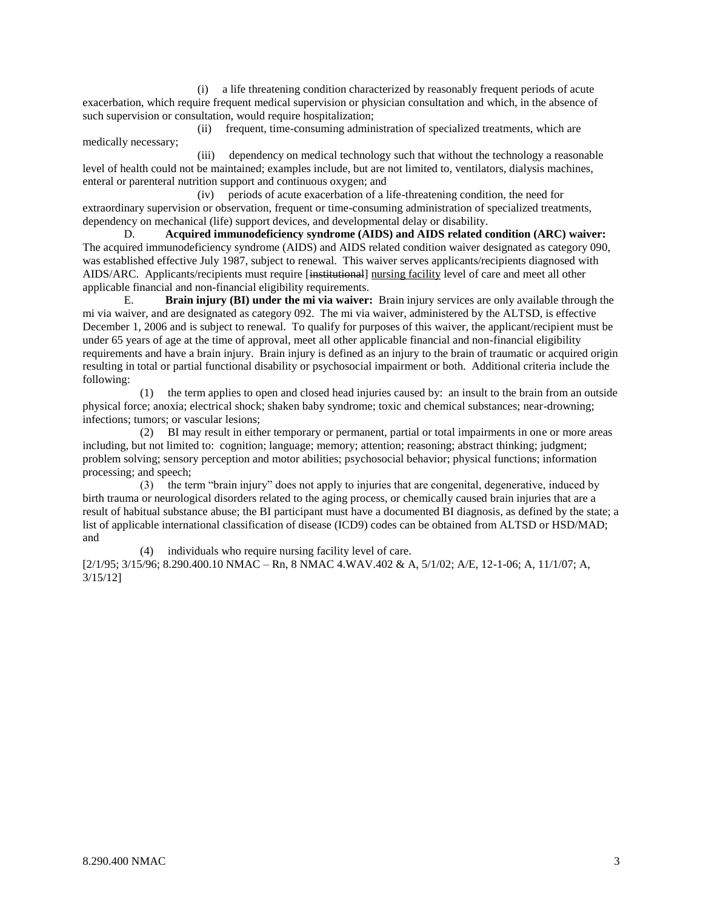(i) a life threatening condition characterized by reasonably frequent periods of acute exacerbation, which require frequent medical supervision or physician consultation and which, in the absence of such supervision or consultation, would require hospitalization;

(ii) frequent, time-consuming administration of specialized treatments, which are medically necessary;

(iii) dependency on medical technology such that without the technology a reasonable level of health could not be maintained; examples include, but are not limited to, ventilators, dialysis machines, enteral or parenteral nutrition support and continuous oxygen; and

(iv) periods of acute exacerbation of a life-threatening condition, the need for extraordinary supervision or observation, frequent or time-consuming administration of specialized treatments, dependency on mechanical (life) support devices, and developmental delay or disability.

D. **Acquired immunodeficiency syndrome (AIDS) and AIDS related condition (ARC) waiver:** The acquired immunodeficiency syndrome (AIDS) and AIDS related condition waiver designated as category 090, was established effective July 1987, subject to renewal. This waiver serves applicants/recipients diagnosed with AIDS/ARC. Applicants/recipients must require [~~institutional~~] nursing facility level of care and meet all other applicable financial and non-financial eligibility requirements.

E. **Brain injury (BI) under the mi via waiver:** Brain injury services are only available through the mi via waiver, and are designated as category 092. The mi via waiver, administered by the ALTSD, is effective December 1, 2006 and is subject to renewal. To qualify for purposes of this waiver, the applicant/recipient must be under 65 years of age at the time of approval, meet all other applicable financial and non-financial eligibility requirements and have a brain injury. Brain injury is defined as an injury to the brain of traumatic or acquired origin resulting in total or partial functional disability or psychosocial impairment or both. Additional criteria include the following:

(1) the term applies to open and closed head injuries caused by: an insult to the brain from an outside physical force; anoxia; electrical shock; shaken baby syndrome; toxic and chemical substances; near-drowning; infections; tumors; or vascular lesions;

(2) BI may result in either temporary or permanent, partial or total impairments in one or more areas including, but not limited to: cognition; language; memory; attention; reasoning; abstract thinking; judgment; problem solving; sensory perception and motor abilities; psychosocial behavior; physical functions; information processing; and speech;

(3) the term "brain injury" does not apply to injuries that are congenital, degenerative, induced by birth trauma or neurological disorders related to the aging process, or chemically caused brain injuries that are a result of habitual substance abuse; the BI participant must have a documented BI diagnosis, as defined by the state; a list of applicable international classification of disease (ICD9) codes can be obtained from ALTSD or HSD/MAD; and

(4) individuals who require nursing facility level of care.

[2/1/95; 3/15/96; 8.290.400.10 NMAC – Rn, 8 NMAC 4.WAV.402 & A, 5/1/02; A/E, 12-1-06; A, 11/1/07; A, 3/15/12]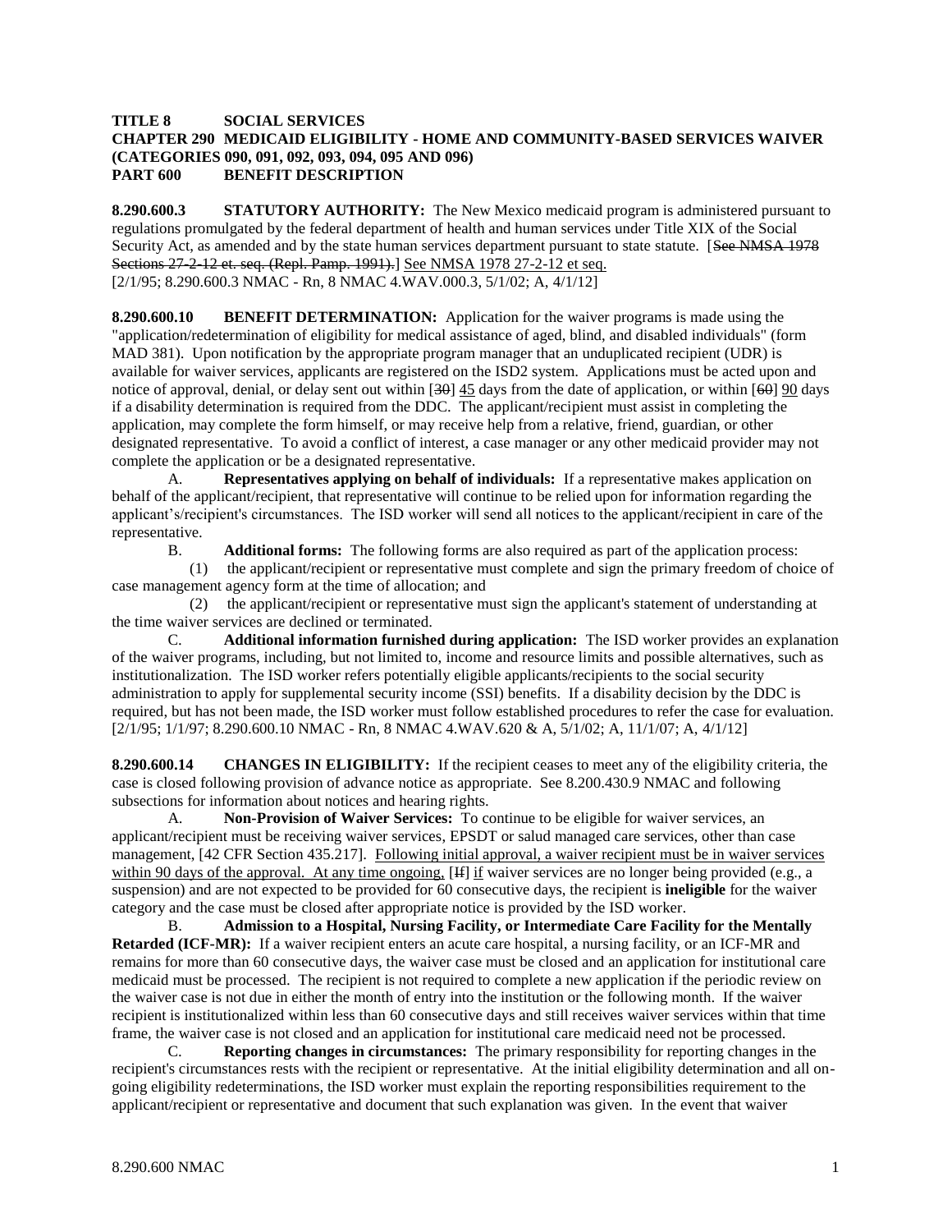**TITLE 8 SOCIAL SERVICES**
**CHAPTER 290 MEDICAID ELIGIBILITY - HOME AND COMMUNITY-BASED SERVICES WAIVER (CATEGORIES 090, 091, 092, 093, 094, 095 AND 096)**
**PART 600 BENEFIT DESCRIPTION**

**8.290.600.3 STATUTORY AUTHORITY:** The New Mexico medicaid program is administered pursuant to regulations promulgated by the federal department of health and human services under Title XIX of the Social Security Act, as amended and by the state human services department pursuant to state statute. [~~See NMSA 1978 Sections 27-2-12 et. seq. (Repl. Pamp. 1991).~~] See NMSA 1978 27-2-12 et seq.
[2/1/95; 8.290.600.3 NMAC - Rn, 8 NMAC 4.WAV.000.3, 5/1/02; A, 4/1/12]

**8.290.600.10 BENEFIT DETERMINATION:** Application for the waiver programs is made using the "application/redetermination of eligibility for medical assistance of aged, blind, and disabled individuals" (form MAD 381). Upon notification by the appropriate program manager that an unduplicated recipient (UDR) is available for waiver services, applicants are registered on the ISD2 system. Applications must be acted upon and notice of approval, denial, or delay sent out within [~~30~~] 45 days from the date of application, or within [~~60~~] 90 days if a disability determination is required from the DDC. The applicant/recipient must assist in completing the application, may complete the form himself, or may receive help from a relative, friend, guardian, or other designated representative. To avoid a conflict of interest, a case manager or any other medicaid provider may not complete the application or be a designated representative.

A. **Representatives applying on behalf of individuals:** If a representative makes application on behalf of the applicant/recipient, that representative will continue to be relied upon for information regarding the applicant's/recipient's circumstances. The ISD worker will send all notices to the applicant/recipient in care of the representative.

B. **Additional forms:** The following forms are also required as part of the application process:

(1) the applicant/recipient or representative must complete and sign the primary freedom of choice of case management agency form at the time of allocation; and

(2) the applicant/recipient or representative must sign the applicant's statement of understanding at the time waiver services are declined or terminated.

C. **Additional information furnished during application:** The ISD worker provides an explanation of the waiver programs, including, but not limited to, income and resource limits and possible alternatives, such as institutionalization. The ISD worker refers potentially eligible applicants/recipients to the social security administration to apply for supplemental security income (SSI) benefits. If a disability decision by the DDC is required, but has not been made, the ISD worker must follow established procedures to refer the case for evaluation.
[2/1/95; 1/1/97; 8.290.600.10 NMAC - Rn, 8 NMAC 4.WAV.620 & A, 5/1/02; A, 11/1/07; A, 4/1/12]

**8.290.600.14 CHANGES IN ELIGIBILITY:** If the recipient ceases to meet any of the eligibility criteria, the case is closed following provision of advance notice as appropriate. See 8.200.430.9 NMAC and following subsections for information about notices and hearing rights.

A. **Non-Provision of Waiver Services:** To continue to be eligible for waiver services, an applicant/recipient must be receiving waiver services, EPSDT or salud managed care services, other than case management, [42 CFR Section 435.217]. Following initial approval, a waiver recipient must be in waiver services within 90 days of the approval. At any time ongoing, [~~If~~] if waiver services are no longer being provided (e.g., a suspension) and are not expected to be provided for 60 consecutive days, the recipient is **ineligible** for the waiver category and the case must be closed after appropriate notice is provided by the ISD worker.

B. **Admission to a Hospital, Nursing Facility, or Intermediate Care Facility for the Mentally Retarded (ICF-MR):** If a waiver recipient enters an acute care hospital, a nursing facility, or an ICF-MR and remains for more than 60 consecutive days, the waiver case must be closed and an application for institutional care medicaid must be processed. The recipient is not required to complete a new application if the periodic review on the waiver case is not due in either the month of entry into the institution or the following month. If the waiver recipient is institutionalized within less than 60 consecutive days and still receives waiver services within that time frame, the waiver case is not closed and an application for institutional care medicaid need not be processed.

C. **Reporting changes in circumstances:** The primary responsibility for reporting changes in the recipient's circumstances rests with the recipient or representative. At the initial eligibility determination and all on-going eligibility redeterminations, the ISD worker must explain the reporting responsibilities requirement to the applicant/recipient or representative and document that such explanation was given. In the event that waiver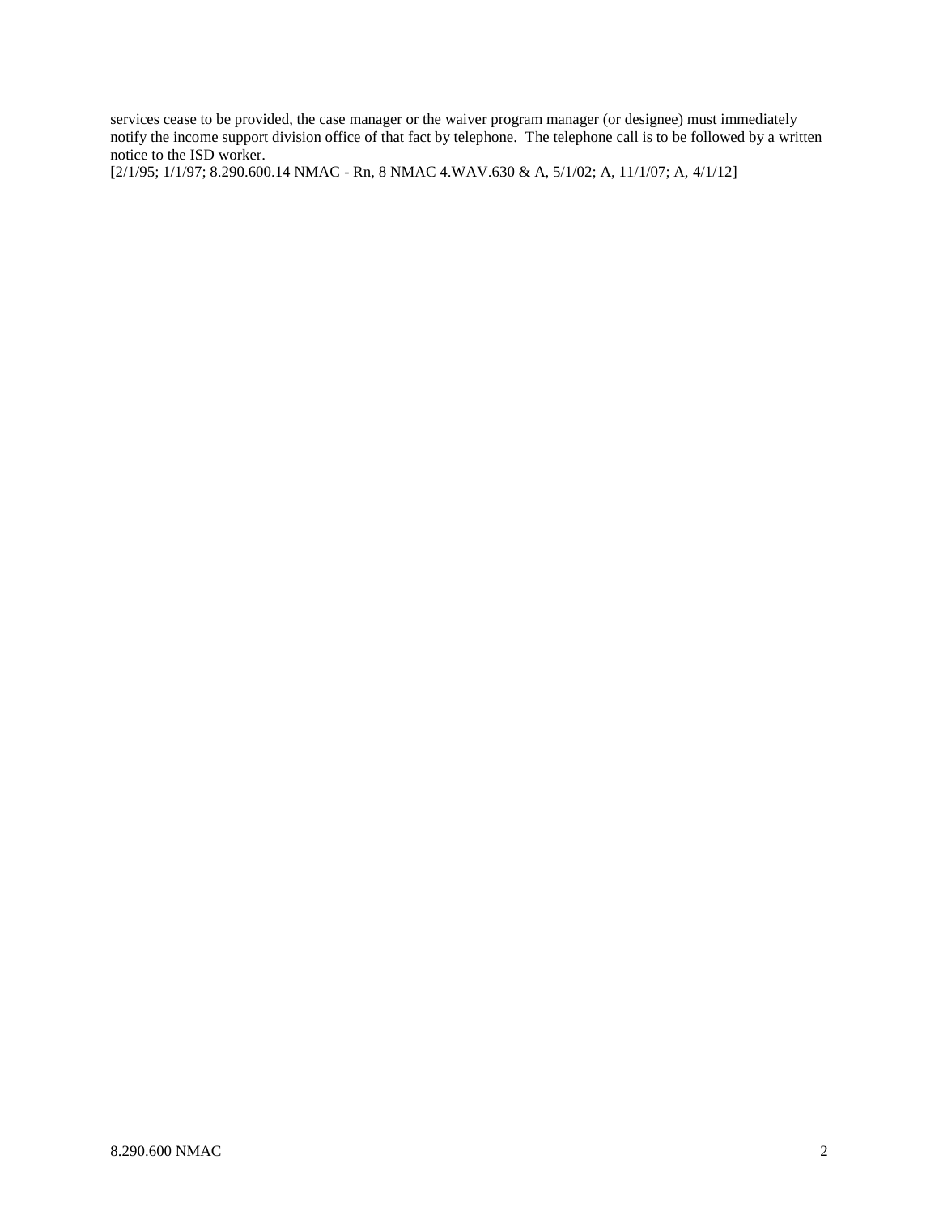services cease to be provided, the case manager or the waiver program manager (or designee) must immediately notify the income support division office of that fact by telephone. The telephone call is to be followed by a written notice to the ISD worker.
[2/1/95; 1/1/97; 8.290.600.14 NMAC - Rn, 8 NMAC 4.WAV.630 & A, 5/1/02; A, 11/1/07; A, 4/1/12]